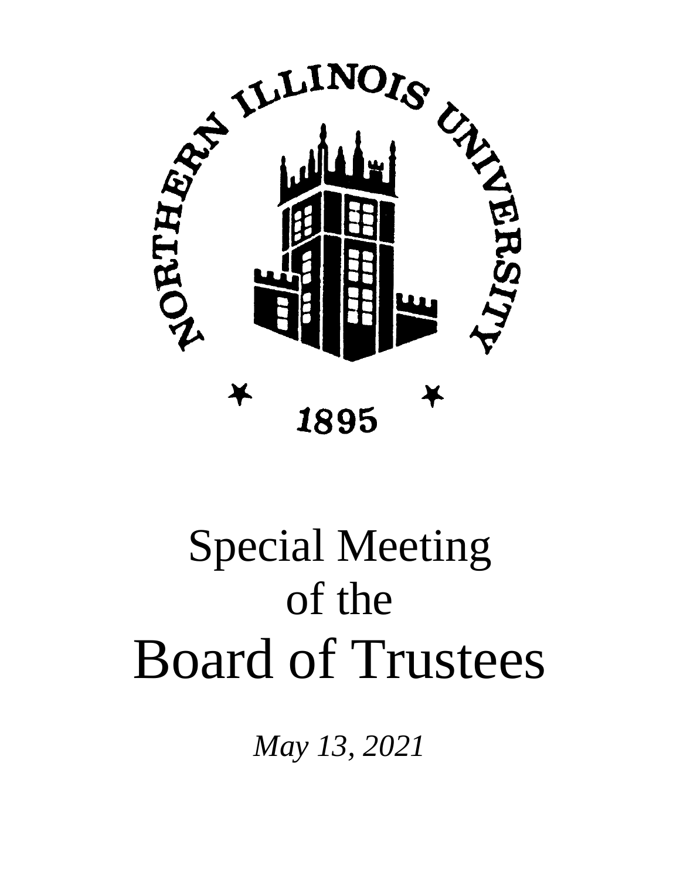NORTHERN ILLINOIS UNIVERSITY

1895

# Special Meeting of the Board of Trustees

*May 13, 2021*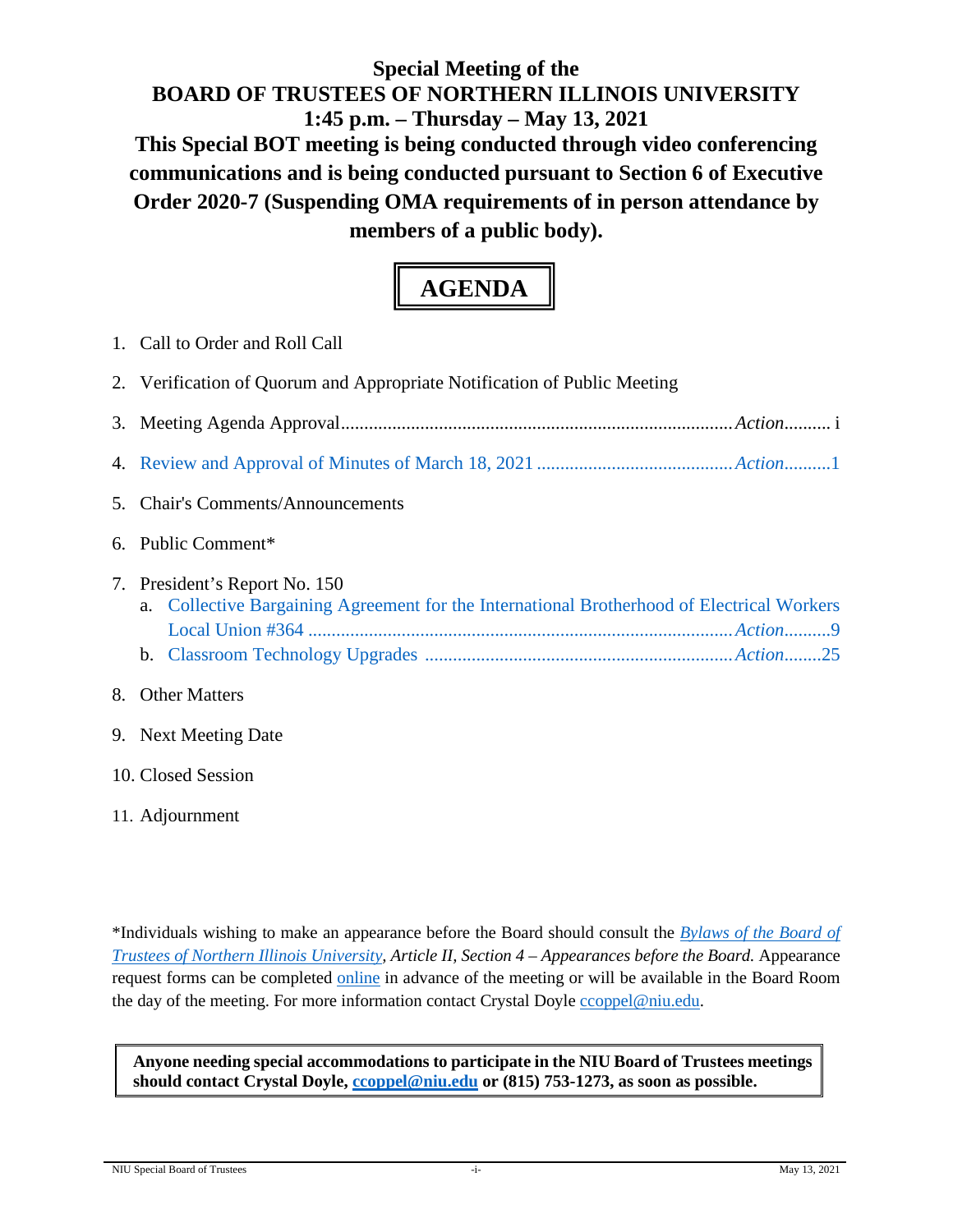**Special Meeting of the**
**BOARD OF TRUSTEES OF NORTHERN ILLINOIS UNIVERSITY**
**1:45 p.m. – Thursday – May 13, 2021**
**This Special BOT meeting is being conducted through video conferencing communications and is being conducted pursuant to Section 6 of Executive Order 2020-7 (Suspending OMA requirements of in person attendance by members of a public body).**

# AGENDA

1. Call to Order and Roll Call
2. Verification of Quorum and Appropriate Notification of Public Meeting
3. Meeting Agenda Approval....................................................................................*Action*.......... i
4. Review and Approval of Minutes of March 18, 2021 ..........................................*Action*..........1
5. Chair's Comments/Announcements
6. Public Comment*
7. President's Report No. 150
   a. Collective Bargaining Agreement for the International Brotherhood of Electrical Workers Local Union #364 ..........................................................................................*Action*..........9
   b. Classroom Technology Upgrades .................................................................*Action*........25
8. Other Matters
9. Next Meeting Date
10. Closed Session
11. Adjournment

*Individuals wishing to make an appearance before the Board should consult the *Bylaws of the Board of Trustees of Northern Illinois University*, *Article II, Section 4 – Appearances before the Board.* Appearance request forms can be completed online in advance of the meeting or will be available in the Board Room the day of the meeting. For more information contact Crystal Doyle ccoppel@niu.edu.

**Anyone needing special accommodations to participate in the NIU Board of Trustees meetings should contact Crystal Doyle, ccoppel@niu.edu or (815) 753-1273, as soon as possible.**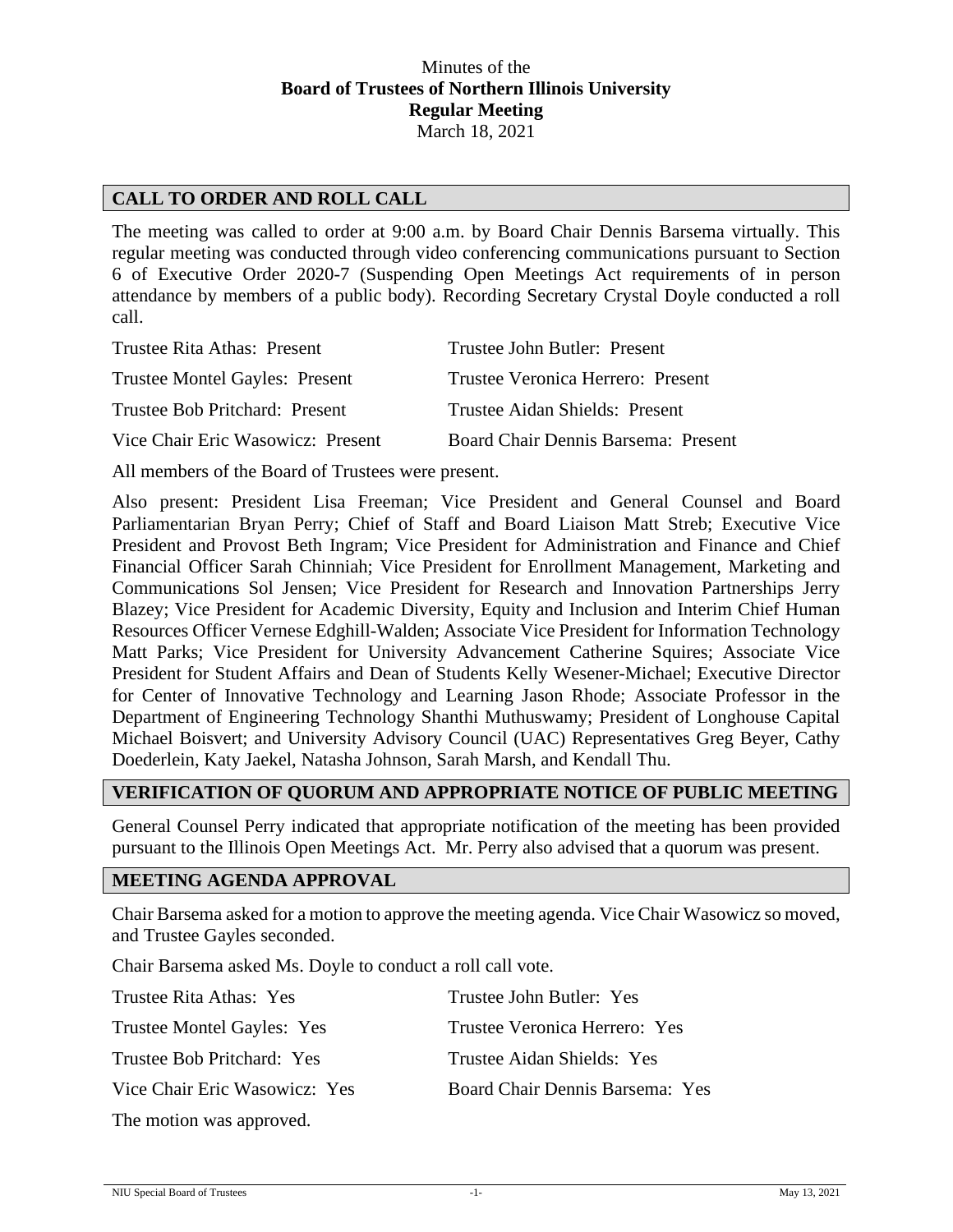Minutes of the
**Board of Trustees of Northern Illinois University**
**Regular Meeting**
March 18, 2021

## CALL TO ORDER AND ROLL CALL

The meeting was called to order at 9:00 a.m. by Board Chair Dennis Barsema virtually. This regular meeting was conducted through video conferencing communications pursuant to Section 6 of Executive Order 2020-7 (Suspending Open Meetings Act requirements of in person attendance by members of a public body). Recording Secretary Crystal Doyle conducted a roll call.

| | |
|---|---|
| Trustee Rita Athas: Present | Trustee John Butler: Present |
| Trustee Montel Gayles: Present | Trustee Veronica Herrero: Present |
| Trustee Bob Pritchard: Present | Trustee Aidan Shields: Present |
| Vice Chair Eric Wasowicz: Present | Board Chair Dennis Barsema: Present |

All members of the Board of Trustees were present.

Also present: President Lisa Freeman; Vice President and General Counsel and Board Parliamentarian Bryan Perry; Chief of Staff and Board Liaison Matt Streb; Executive Vice President and Provost Beth Ingram; Vice President for Administration and Finance and Chief Financial Officer Sarah Chinniah; Vice President for Enrollment Management, Marketing and Communications Sol Jensen; Vice President for Research and Innovation Partnerships Jerry Blazey; Vice President for Academic Diversity, Equity and Inclusion and Interim Chief Human Resources Officer Vernese Edghill-Walden; Associate Vice President for Information Technology Matt Parks; Vice President for University Advancement Catherine Squires; Associate Vice President for Student Affairs and Dean of Students Kelly Wesener-Michael; Executive Director for Center of Innovative Technology and Learning Jason Rhode; Associate Professor in the Department of Engineering Technology Shanthi Muthuswamy; President of Longhouse Capital Michael Boisvert; and University Advisory Council (UAC) Representatives Greg Beyer, Cathy Doederlein, Katy Jaekel, Natasha Johnson, Sarah Marsh, and Kendall Thu.

## VERIFICATION OF QUORUM AND APPROPRIATE NOTICE OF PUBLIC MEETING

General Counsel Perry indicated that appropriate notification of the meeting has been provided pursuant to the Illinois Open Meetings Act. Mr. Perry also advised that a quorum was present.

## MEETING AGENDA APPROVAL

Chair Barsema asked for a motion to approve the meeting agenda. Vice Chair Wasowicz so moved, and Trustee Gayles seconded.

Chair Barsema asked Ms. Doyle to conduct a roll call vote.

| | |
|---|---|
| Trustee Rita Athas: Yes | Trustee John Butler: Yes |
| Trustee Montel Gayles: Yes | Trustee Veronica Herrero: Yes |
| Trustee Bob Pritchard: Yes | Trustee Aidan Shields: Yes |
| Vice Chair Eric Wasowicz: Yes | Board Chair Dennis Barsema: Yes |

The motion was approved.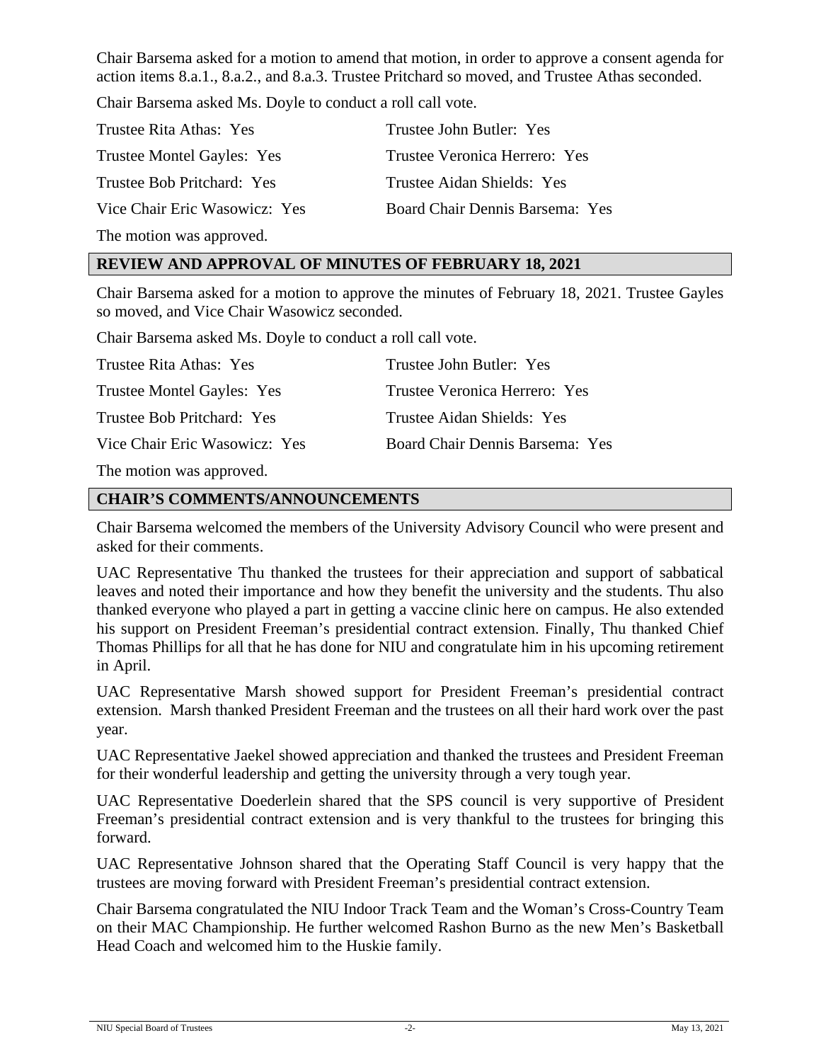Chair Barsema asked for a motion to amend that motion, in order to approve a consent agenda for action items 8.a.1., 8.a.2., and 8.a.3. Trustee Pritchard so moved, and Trustee Athas seconded.

Chair Barsema asked Ms. Doyle to conduct a roll call vote.

| | |
|---|---|
| Trustee Rita Athas: Yes | Trustee John Butler: Yes |
| Trustee Montel Gayles: Yes | Trustee Veronica Herrero: Yes |
| Trustee Bob Pritchard: Yes | Trustee Aidan Shields: Yes |
| Vice Chair Eric Wasowicz: Yes | Board Chair Dennis Barsema: Yes |

The motion was approved.

## REVIEW AND APPROVAL OF MINUTES OF FEBRUARY 18, 2021

Chair Barsema asked for a motion to approve the minutes of February 18, 2021. Trustee Gayles so moved, and Vice Chair Wasowicz seconded.

Chair Barsema asked Ms. Doyle to conduct a roll call vote.

| | |
|---|---|
| Trustee Rita Athas: Yes | Trustee John Butler: Yes |
| Trustee Montel Gayles: Yes | Trustee Veronica Herrero: Yes |
| Trustee Bob Pritchard: Yes | Trustee Aidan Shields: Yes |
| Vice Chair Eric Wasowicz: Yes | Board Chair Dennis Barsema: Yes |

The motion was approved.

## CHAIR'S COMMENTS/ANNOUNCEMENTS

Chair Barsema welcomed the members of the University Advisory Council who were present and asked for their comments.

UAC Representative Thu thanked the trustees for their appreciation and support of sabbatical leaves and noted their importance and how they benefit the university and the students. Thu also thanked everyone who played a part in getting a vaccine clinic here on campus. He also extended his support on President Freeman's presidential contract extension. Finally, Thu thanked Chief Thomas Phillips for all that he has done for NIU and congratulate him in his upcoming retirement in April.

UAC Representative Marsh showed support for President Freeman's presidential contract extension. Marsh thanked President Freeman and the trustees on all their hard work over the past year.

UAC Representative Jaekel showed appreciation and thanked the trustees and President Freeman for their wonderful leadership and getting the university through a very tough year.

UAC Representative Doederlein shared that the SPS council is very supportive of President Freeman's presidential contract extension and is very thankful to the trustees for bringing this forward.

UAC Representative Johnson shared that the Operating Staff Council is very happy that the trustees are moving forward with President Freeman's presidential contract extension.

Chair Barsema congratulated the NIU Indoor Track Team and the Woman's Cross-Country Team on their MAC Championship. He further welcomed Rashon Burno as the new Men's Basketball Head Coach and welcomed him to the Huskie family.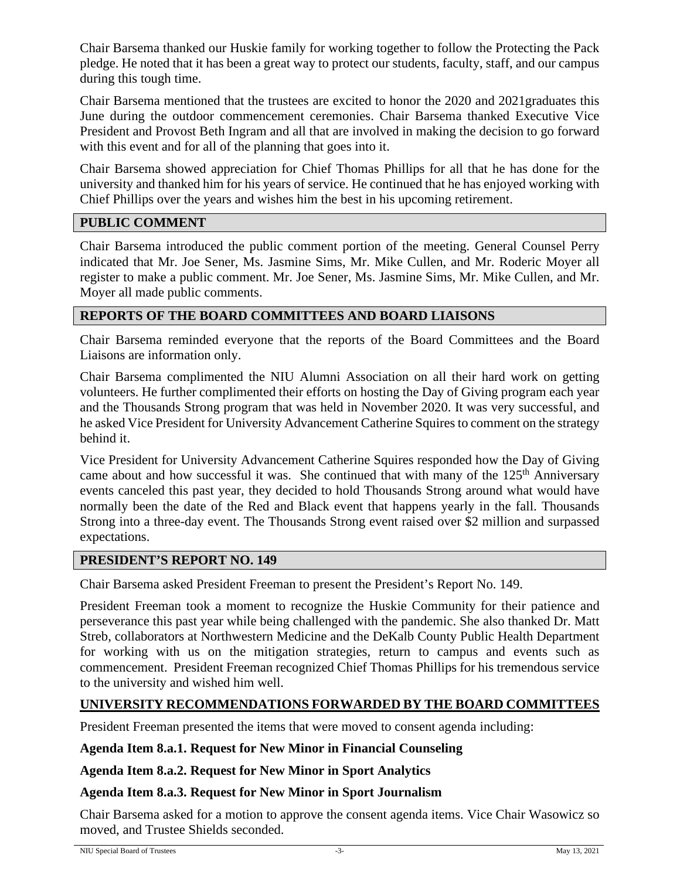Chair Barsema thanked our Huskie family for working together to follow the Protecting the Pack pledge. He noted that it has been a great way to protect our students, faculty, staff, and our campus during this tough time.

Chair Barsema mentioned that the trustees are excited to honor the 2020 and 2021graduates this June during the outdoor commencement ceremonies. Chair Barsema thanked Executive Vice President and Provost Beth Ingram and all that are involved in making the decision to go forward with this event and for all of the planning that goes into it.

Chair Barsema showed appreciation for Chief Thomas Phillips for all that he has done for the university and thanked him for his years of service. He continued that he has enjoyed working with Chief Phillips over the years and wishes him the best in his upcoming retirement.

## PUBLIC COMMENT

Chair Barsema introduced the public comment portion of the meeting. General Counsel Perry indicated that Mr. Joe Sener, Ms. Jasmine Sims, Mr. Mike Cullen, and Mr. Roderic Moyer all register to make a public comment. Mr. Joe Sener, Ms. Jasmine Sims, Mr. Mike Cullen, and Mr. Moyer all made public comments.

## REPORTS OF THE BOARD COMMITTEES AND BOARD LIAISONS

Chair Barsema reminded everyone that the reports of the Board Committees and the Board Liaisons are information only.

Chair Barsema complimented the NIU Alumni Association on all their hard work on getting volunteers. He further complimented their efforts on hosting the Day of Giving program each year and the Thousands Strong program that was held in November 2020. It was very successful, and he asked Vice President for University Advancement Catherine Squires to comment on the strategy behind it.

Vice President for University Advancement Catherine Squires responded how the Day of Giving came about and how successful it was. She continued that with many of the 125th Anniversary events canceled this past year, they decided to hold Thousands Strong around what would have normally been the date of the Red and Black event that happens yearly in the fall. Thousands Strong into a three-day event. The Thousands Strong event raised over $2 million and surpassed expectations.

## PRESIDENT'S REPORT NO. 149

Chair Barsema asked President Freeman to present the President's Report No. 149.

President Freeman took a moment to recognize the Huskie Community for their patience and perseverance this past year while being challenged with the pandemic. She also thanked Dr. Matt Streb, collaborators at Northwestern Medicine and the DeKalb County Public Health Department for working with us on the mitigation strategies, return to campus and events such as commencement. President Freeman recognized Chief Thomas Phillips for his tremendous service to the university and wished him well.

## UNIVERSITY RECOMMENDATIONS FORWARDED BY THE BOARD COMMITTEES

President Freeman presented the items that were moved to consent agenda including:

**Agenda Item 8.a.1. Request for New Minor in Financial Counseling**

**Agenda Item 8.a.2. Request for New Minor in Sport Analytics**

**Agenda Item 8.a.3. Request for New Minor in Sport Journalism**

Chair Barsema asked for a motion to approve the consent agenda items. Vice Chair Wasowicz so moved, and Trustee Shields seconded.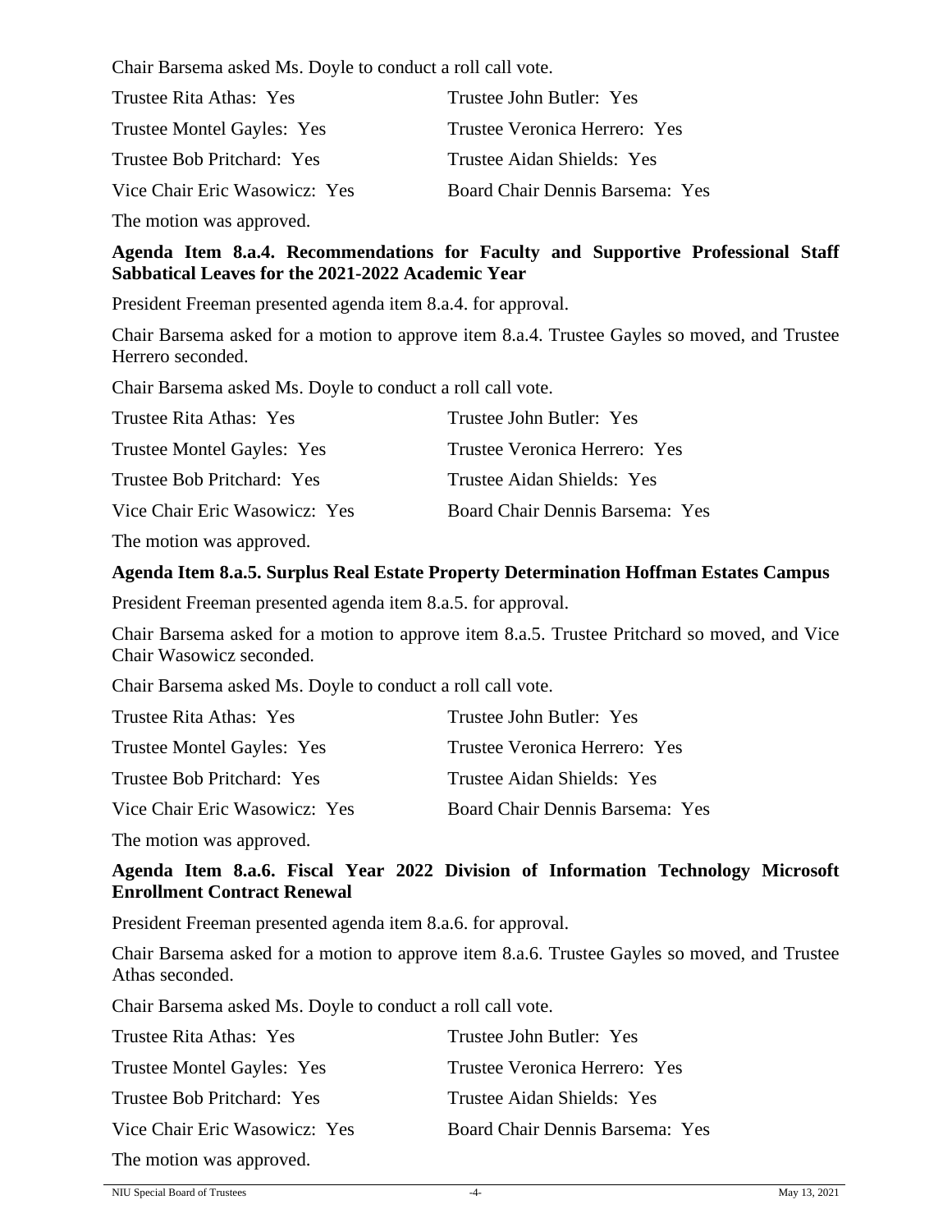Chair Barsema asked Ms. Doyle to conduct a roll call vote.

| | |
|---|---|
| Trustee Rita Athas: Yes | Trustee John Butler: Yes |
| Trustee Montel Gayles: Yes | Trustee Veronica Herrero: Yes |
| Trustee Bob Pritchard: Yes | Trustee Aidan Shields: Yes |
| Vice Chair Eric Wasowicz: Yes | Board Chair Dennis Barsema: Yes |

The motion was approved.

**Agenda Item 8.a.4. Recommendations for Faculty and Supportive Professional Staff Sabbatical Leaves for the 2021-2022 Academic Year**

President Freeman presented agenda item 8.a.4. for approval.

Chair Barsema asked for a motion to approve item 8.a.4. Trustee Gayles so moved, and Trustee Herrero seconded.

Chair Barsema asked Ms. Doyle to conduct a roll call vote.

| | |
|---|---|
| Trustee Rita Athas: Yes | Trustee John Butler: Yes |
| Trustee Montel Gayles: Yes | Trustee Veronica Herrero: Yes |
| Trustee Bob Pritchard: Yes | Trustee Aidan Shields: Yes |
| Vice Chair Eric Wasowicz: Yes | Board Chair Dennis Barsema: Yes |

The motion was approved.

**Agenda Item 8.a.5. Surplus Real Estate Property Determination Hoffman Estates Campus**

President Freeman presented agenda item 8.a.5. for approval.

Chair Barsema asked for a motion to approve item 8.a.5. Trustee Pritchard so moved, and Vice Chair Wasowicz seconded.

Chair Barsema asked Ms. Doyle to conduct a roll call vote.

| | |
|---|---|
| Trustee Rita Athas: Yes | Trustee John Butler: Yes |
| Trustee Montel Gayles: Yes | Trustee Veronica Herrero: Yes |
| Trustee Bob Pritchard: Yes | Trustee Aidan Shields: Yes |
| Vice Chair Eric Wasowicz: Yes | Board Chair Dennis Barsema: Yes |

The motion was approved.

**Agenda Item 8.a.6. Fiscal Year 2022 Division of Information Technology Microsoft Enrollment Contract Renewal**

President Freeman presented agenda item 8.a.6. for approval.

Chair Barsema asked for a motion to approve item 8.a.6. Trustee Gayles so moved, and Trustee Athas seconded.

Chair Barsema asked Ms. Doyle to conduct a roll call vote.

| | |
|---|---|
| Trustee Rita Athas: Yes | Trustee John Butler: Yes |
| Trustee Montel Gayles: Yes | Trustee Veronica Herrero: Yes |
| Trustee Bob Pritchard: Yes | Trustee Aidan Shields: Yes |
| Vice Chair Eric Wasowicz: Yes | Board Chair Dennis Barsema: Yes |

The motion was approved.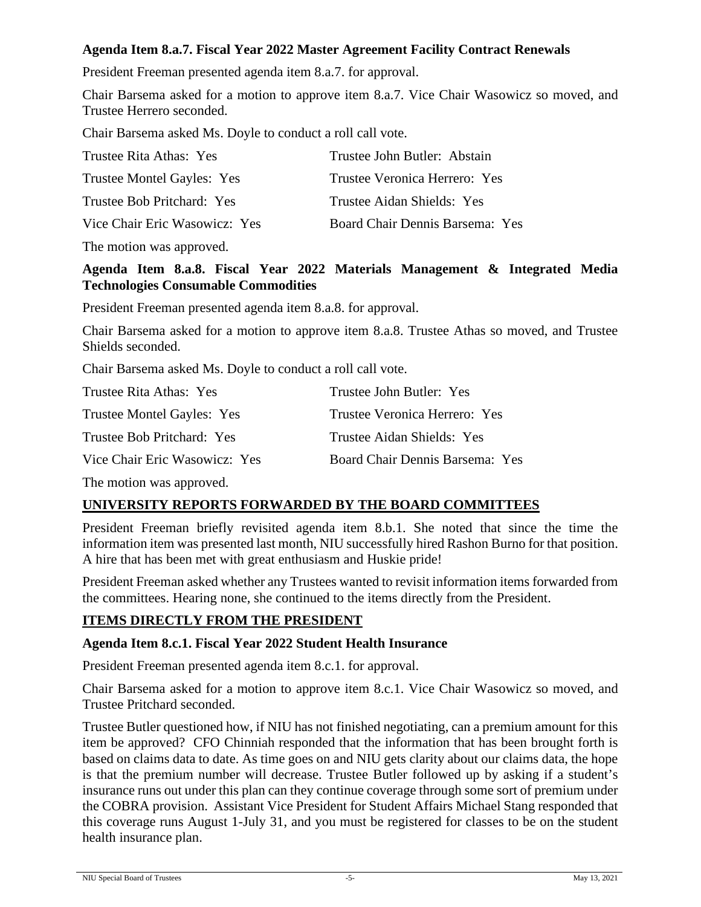**Agenda Item 8.a.7. Fiscal Year 2022 Master Agreement Facility Contract Renewals**

President Freeman presented agenda item 8.a.7. for approval.

Chair Barsema asked for a motion to approve item 8.a.7. Vice Chair Wasowicz so moved, and Trustee Herrero seconded.

Chair Barsema asked Ms. Doyle to conduct a roll call vote.

Trustee Rita Athas: Yes

Trustee John Butler: Abstain

Trustee Montel Gayles: Yes

Trustee Veronica Herrero: Yes

Trustee Bob Pritchard: Yes

Trustee Aidan Shields: Yes

Vice Chair Eric Wasowicz: Yes

Board Chair Dennis Barsema: Yes

The motion was approved.

**Agenda Item 8.a.8. Fiscal Year 2022 Materials Management & Integrated Media Technologies Consumable Commodities**

President Freeman presented agenda item 8.a.8. for approval.

Chair Barsema asked for a motion to approve item 8.a.8. Trustee Athas so moved, and Trustee Shields seconded.

Chair Barsema asked Ms. Doyle to conduct a roll call vote.

Trustee Rita Athas: Yes

Trustee John Butler: Yes

Trustee Montel Gayles: Yes

Trustee Veronica Herrero: Yes

Trustee Bob Pritchard: Yes

Trustee Aidan Shields: Yes

Vice Chair Eric Wasowicz: Yes

Board Chair Dennis Barsema: Yes

The motion was approved.

**UNIVERSITY REPORTS FORWARDED BY THE BOARD COMMITTEES**

President Freeman briefly revisited agenda item 8.b.1. She noted that since the time the information item was presented last month, NIU successfully hired Rashon Burno for that position. A hire that has been met with great enthusiasm and Huskie pride!

President Freeman asked whether any Trustees wanted to revisit information items forwarded from the committees. Hearing none, she continued to the items directly from the President.

**ITEMS DIRECTLY FROM THE PRESIDENT**

**Agenda Item 8.c.1. Fiscal Year 2022 Student Health Insurance**

President Freeman presented agenda item 8.c.1. for approval.

Chair Barsema asked for a motion to approve item 8.c.1. Vice Chair Wasowicz so moved, and Trustee Pritchard seconded.

Trustee Butler questioned how, if NIU has not finished negotiating, can a premium amount for this item be approved? CFO Chinniah responded that the information that has been brought forth is based on claims data to date. As time goes on and NIU gets clarity about our claims data, the hope is that the premium number will decrease. Trustee Butler followed up by asking if a student's insurance runs out under this plan can they continue coverage through some sort of premium under the COBRA provision. Assistant Vice President for Student Affairs Michael Stang responded that this coverage runs August 1-July 31, and you must be registered for classes to be on the student health insurance plan.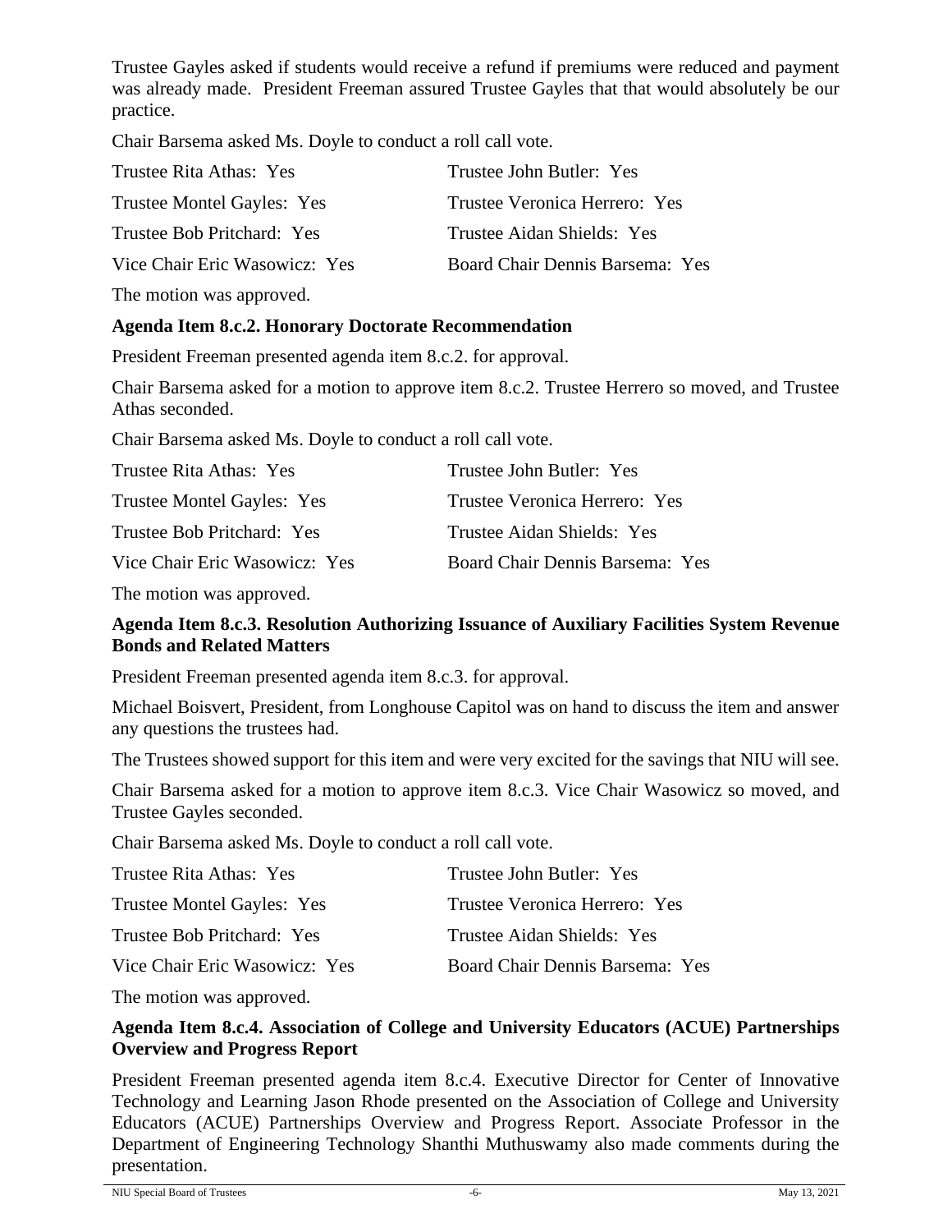Trustee Gayles asked if students would receive a refund if premiums were reduced and payment was already made. President Freeman assured Trustee Gayles that that would absolutely be our practice.

Chair Barsema asked Ms. Doyle to conduct a roll call vote.

| | |
|---|---|
| Trustee Rita Athas: Yes | Trustee John Butler: Yes |
| Trustee Montel Gayles: Yes | Trustee Veronica Herrero: Yes |
| Trustee Bob Pritchard: Yes | Trustee Aidan Shields: Yes |
| Vice Chair Eric Wasowicz: Yes | Board Chair Dennis Barsema: Yes |

The motion was approved.

**Agenda Item 8.c.2. Honorary Doctorate Recommendation**

President Freeman presented agenda item 8.c.2. for approval.

Chair Barsema asked for a motion to approve item 8.c.2. Trustee Herrero so moved, and Trustee Athas seconded.

Chair Barsema asked Ms. Doyle to conduct a roll call vote.

| | |
|---|---|
| Trustee Rita Athas: Yes | Trustee John Butler: Yes |
| Trustee Montel Gayles: Yes | Trustee Veronica Herrero: Yes |
| Trustee Bob Pritchard: Yes | Trustee Aidan Shields: Yes |
| Vice Chair Eric Wasowicz: Yes | Board Chair Dennis Barsema: Yes |

The motion was approved.

**Agenda Item 8.c.3. Resolution Authorizing Issuance of Auxiliary Facilities System Revenue Bonds and Related Matters**

President Freeman presented agenda item 8.c.3. for approval.

Michael Boisvert, President, from Longhouse Capitol was on hand to discuss the item and answer any questions the trustees had.

The Trustees showed support for this item and were very excited for the savings that NIU will see.

Chair Barsema asked for a motion to approve item 8.c.3. Vice Chair Wasowicz so moved, and Trustee Gayles seconded.

Chair Barsema asked Ms. Doyle to conduct a roll call vote.

| | |
|---|---|
| Trustee Rita Athas: Yes | Trustee John Butler: Yes |
| Trustee Montel Gayles: Yes | Trustee Veronica Herrero: Yes |
| Trustee Bob Pritchard: Yes | Trustee Aidan Shields: Yes |
| Vice Chair Eric Wasowicz: Yes | Board Chair Dennis Barsema: Yes |

The motion was approved.

**Agenda Item 8.c.4. Association of College and University Educators (ACUE) Partnerships Overview and Progress Report**

President Freeman presented agenda item 8.c.4. Executive Director for Center of Innovative Technology and Learning Jason Rhode presented on the Association of College and University Educators (ACUE) Partnerships Overview and Progress Report. Associate Professor in the Department of Engineering Technology Shanthi Muthuswamy also made comments during the presentation.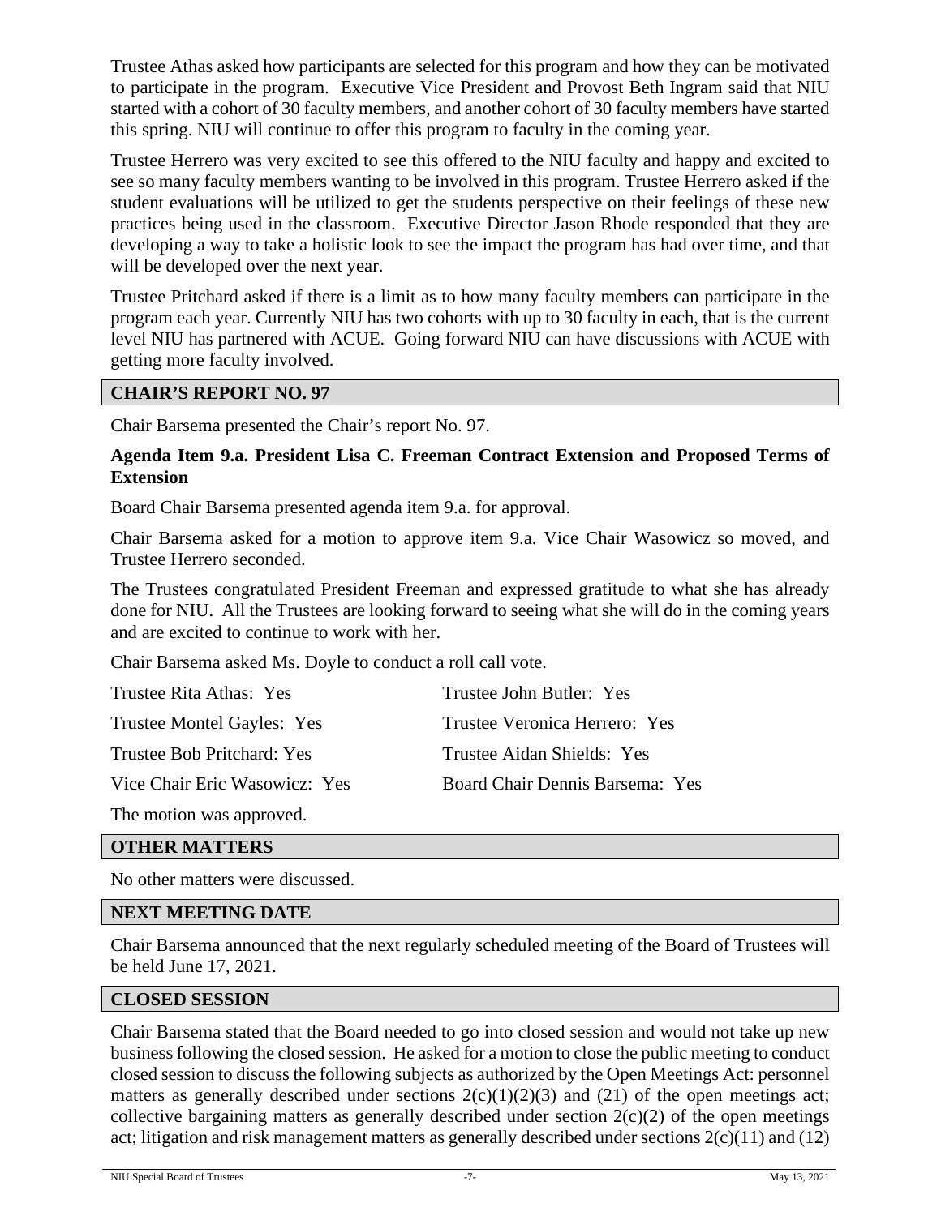Trustee Athas asked how participants are selected for this program and how they can be motivated to participate in the program. Executive Vice President and Provost Beth Ingram said that NIU started with a cohort of 30 faculty members, and another cohort of 30 faculty members have started this spring. NIU will continue to offer this program to faculty in the coming year.

Trustee Herrero was very excited to see this offered to the NIU faculty and happy and excited to see so many faculty members wanting to be involved in this program. Trustee Herrero asked if the student evaluations will be utilized to get the students perspective on their feelings of these new practices being used in the classroom. Executive Director Jason Rhode responded that they are developing a way to take a holistic look to see the impact the program has had over time, and that will be developed over the next year.

Trustee Pritchard asked if there is a limit as to how many faculty members can participate in the program each year. Currently NIU has two cohorts with up to 30 faculty in each, that is the current level NIU has partnered with ACUE. Going forward NIU can have discussions with ACUE with getting more faculty involved.

## CHAIR'S REPORT NO. 97

Chair Barsema presented the Chair's report No. 97.

**Agenda Item 9.a. President Lisa C. Freeman Contract Extension and Proposed Terms of Extension**

Board Chair Barsema presented agenda item 9.a. for approval.

Chair Barsema asked for a motion to approve item 9.a. Vice Chair Wasowicz so moved, and Trustee Herrero seconded.

The Trustees congratulated President Freeman and expressed gratitude to what she has already done for NIU. All the Trustees are looking forward to seeing what she will do in the coming years and are excited to continue to work with her.

Chair Barsema asked Ms. Doyle to conduct a roll call vote.

Trustee Rita Athas: Yes
Trustee John Butler: Yes
Trustee Montel Gayles: Yes
Trustee Veronica Herrero: Yes
Trustee Bob Pritchard: Yes
Trustee Aidan Shields: Yes
Vice Chair Eric Wasowicz: Yes
Board Chair Dennis Barsema: Yes

The motion was approved.

## OTHER MATTERS

No other matters were discussed.

## NEXT MEETING DATE

Chair Barsema announced that the next regularly scheduled meeting of the Board of Trustees will be held June 17, 2021.

## CLOSED SESSION

Chair Barsema stated that the Board needed to go into closed session and would not take up new business following the closed session. He asked for a motion to close the public meeting to conduct closed session to discuss the following subjects as authorized by the Open Meetings Act: personnel matters as generally described under sections 2(c)(1)(2)(3) and (21) of the open meetings act; collective bargaining matters as generally described under section 2(c)(2) of the open meetings act; litigation and risk management matters as generally described under sections 2(c)(11) and (12)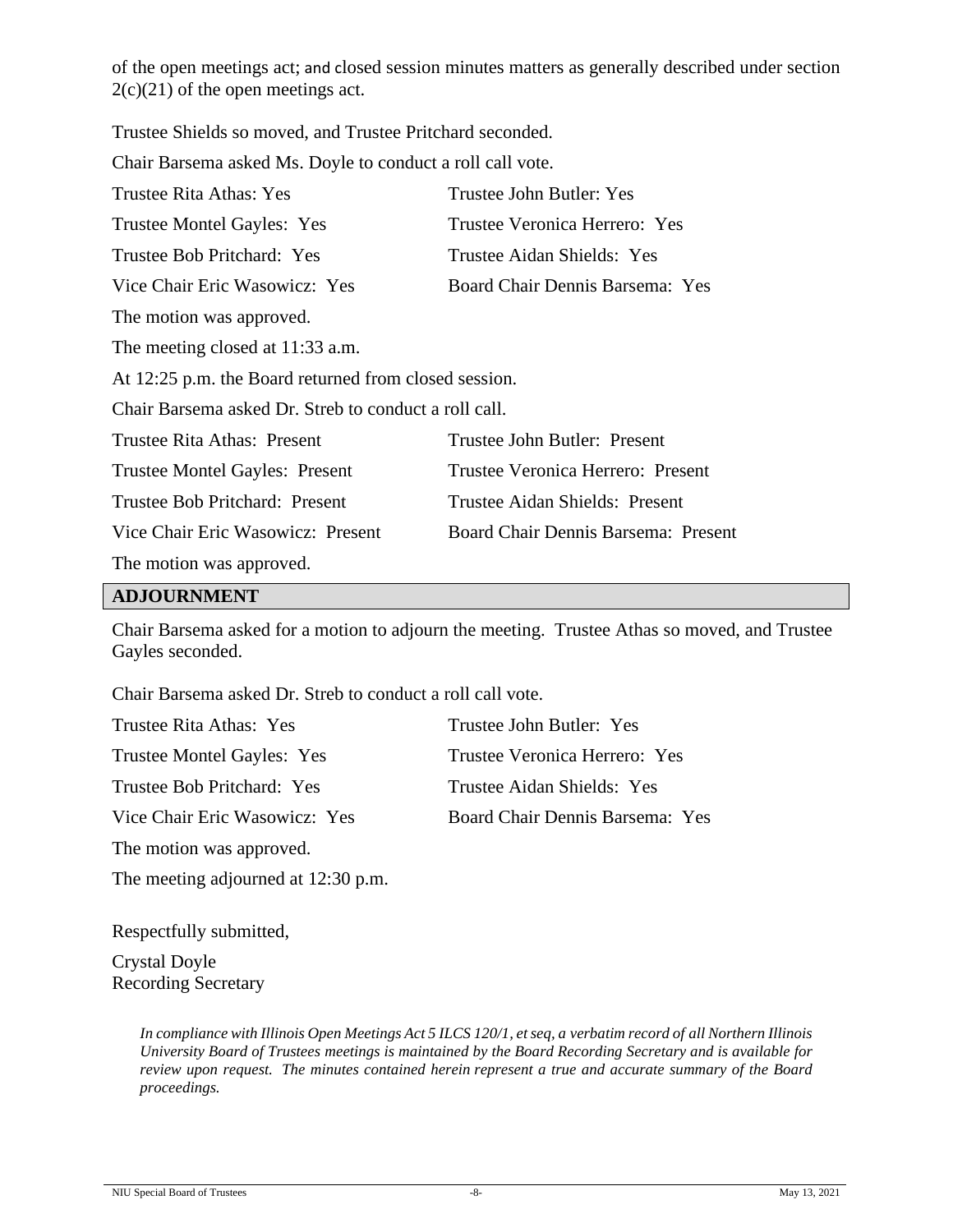of the open meetings act; and closed session minutes matters as generally described under section 2(c)(21) of the open meetings act.

Trustee Shields so moved, and Trustee Pritchard seconded.

Chair Barsema asked Ms. Doyle to conduct a roll call vote.

| | |
|---|---|
| Trustee Rita Athas: Yes | Trustee John Butler: Yes |
| Trustee Montel Gayles: Yes | Trustee Veronica Herrero: Yes |
| Trustee Bob Pritchard: Yes | Trustee Aidan Shields: Yes |
| Vice Chair Eric Wasowicz: Yes | Board Chair Dennis Barsema: Yes |

The motion was approved.

The meeting closed at 11:33 a.m.

At 12:25 p.m. the Board returned from closed session.

Chair Barsema asked Dr. Streb to conduct a roll call.

| | |
|---|---|
| Trustee Rita Athas: Present | Trustee John Butler: Present |
| Trustee Montel Gayles: Present | Trustee Veronica Herrero: Present |
| Trustee Bob Pritchard: Present | Trustee Aidan Shields: Present |
| Vice Chair Eric Wasowicz: Present | Board Chair Dennis Barsema: Present |

The motion was approved.

## ADJOURNMENT

Chair Barsema asked for a motion to adjourn the meeting. Trustee Athas so moved, and Trustee Gayles seconded.

Chair Barsema asked Dr. Streb to conduct a roll call vote.

| | |
|---|---|
| Trustee Rita Athas: Yes | Trustee John Butler: Yes |
| Trustee Montel Gayles: Yes | Trustee Veronica Herrero: Yes |
| Trustee Bob Pritchard: Yes | Trustee Aidan Shields: Yes |
| Vice Chair Eric Wasowicz: Yes | Board Chair Dennis Barsema: Yes |

The motion was approved.

The meeting adjourned at 12:30 p.m.

Respectfully submitted,

Crystal Doyle
Recording Secretary

*In compliance with Illinois Open Meetings Act 5 ILCS 120/1, et seq, a verbatim record of all Northern Illinois University Board of Trustees meetings is maintained by the Board Recording Secretary and is available for review upon request. The minutes contained herein represent a true and accurate summary of the Board proceedings.*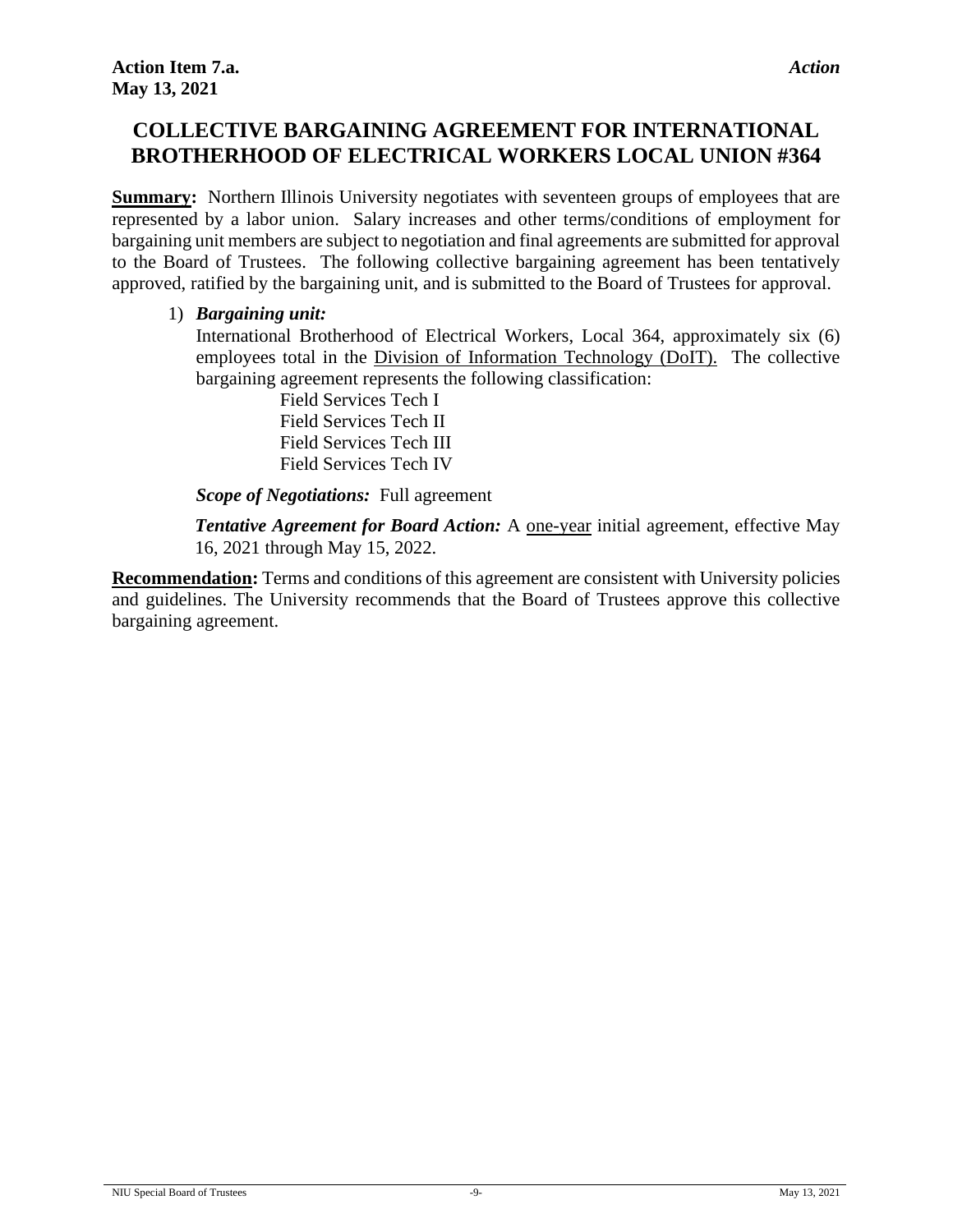**Action Item 7.a.** *Action*
**May 13, 2021**

## COLLECTIVE BARGAINING AGREEMENT FOR INTERNATIONAL BROTHERHOOD OF ELECTRICAL WORKERS LOCAL UNION #364

**Summary:** Northern Illinois University negotiates with seventeen groups of employees that are represented by a labor union. Salary increases and other terms/conditions of employment for bargaining unit members are subject to negotiation and final agreements are submitted for approval to the Board of Trustees. The following collective bargaining agreement has been tentatively approved, ratified by the bargaining unit, and is submitted to the Board of Trustees for approval.

1) ***Bargaining unit:***
   International Brotherhood of Electrical Workers, Local 364, approximately six (6) employees total in the Division of Information Technology (DoIT). The collective bargaining agreement represents the following classification:

   Field Services Tech I
   Field Services Tech II
   Field Services Tech III
   Field Services Tech IV

   ***Scope of Negotiations:*** Full agreement

   ***Tentative Agreement for Board Action:*** A one-year initial agreement, effective May 16, 2021 through May 15, 2022.

**Recommendation:** Terms and conditions of this agreement are consistent with University policies and guidelines. The University recommends that the Board of Trustees approve this collective bargaining agreement.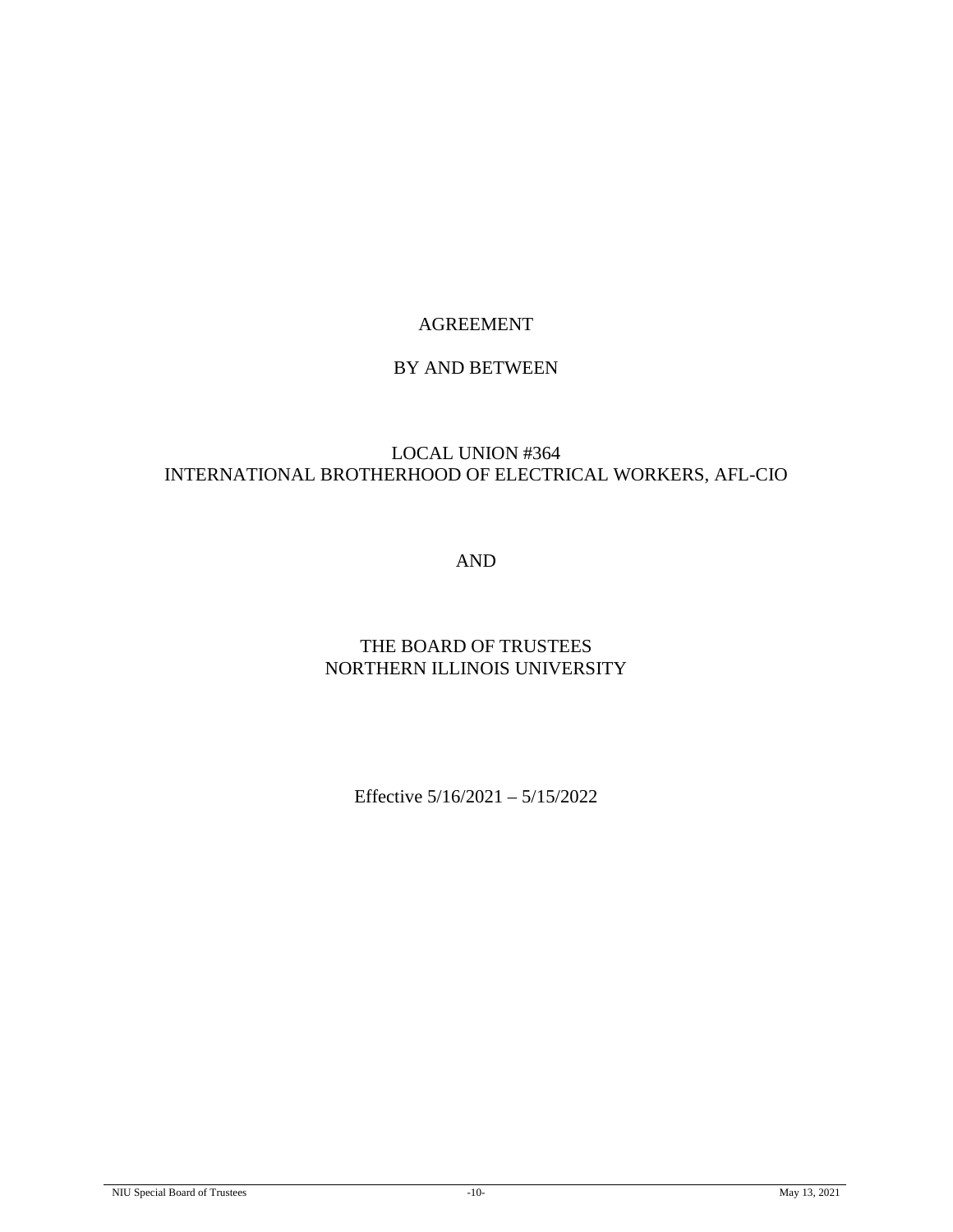AGREEMENT

BY AND BETWEEN

LOCAL UNION #364
INTERNATIONAL BROTHERHOOD OF ELECTRICAL WORKERS, AFL-CIO

AND

THE BOARD OF TRUSTEES
NORTHERN ILLINOIS UNIVERSITY

Effective 5/16/2021 – 5/15/2022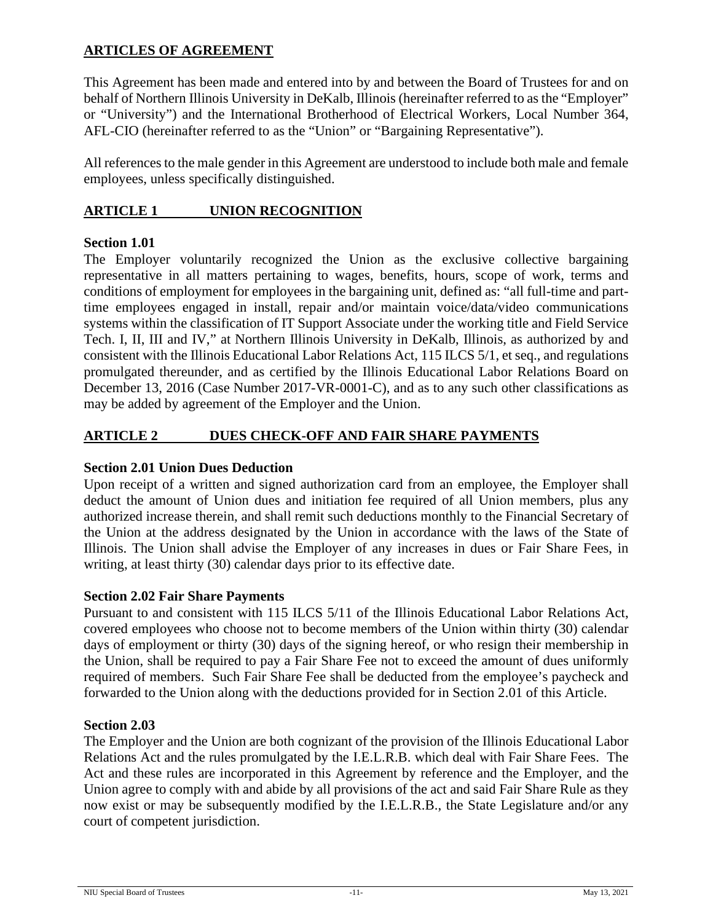## ARTICLES OF AGREEMENT

This Agreement has been made and entered into by and between the Board of Trustees for and on behalf of Northern Illinois University in DeKalb, Illinois (hereinafter referred to as the "Employer" or "University") and the International Brotherhood of Electrical Workers, Local Number 364, AFL-CIO (hereinafter referred to as the "Union" or "Bargaining Representative").

All references to the male gender in this Agreement are understood to include both male and female employees, unless specifically distinguished.

## ARTICLE 1 UNION RECOGNITION

### Section 1.01

The Employer voluntarily recognized the Union as the exclusive collective bargaining representative in all matters pertaining to wages, benefits, hours, scope of work, terms and conditions of employment for employees in the bargaining unit, defined as: "all full-time and part-time employees engaged in install, repair and/or maintain voice/data/video communications systems within the classification of IT Support Associate under the working title and Field Service Tech. I, II, III and IV," at Northern Illinois University in DeKalb, Illinois, as authorized by and consistent with the Illinois Educational Labor Relations Act, 115 ILCS 5/1, et seq., and regulations promulgated thereunder, and as certified by the Illinois Educational Labor Relations Board on December 13, 2016 (Case Number 2017-VR-0001-C), and as to any such other classifications as may be added by agreement of the Employer and the Union.

## ARTICLE 2 DUES CHECK-OFF AND FAIR SHARE PAYMENTS

### Section 2.01 Union Dues Deduction

Upon receipt of a written and signed authorization card from an employee, the Employer shall deduct the amount of Union dues and initiation fee required of all Union members, plus any authorized increase therein, and shall remit such deductions monthly to the Financial Secretary of the Union at the address designated by the Union in accordance with the laws of the State of Illinois. The Union shall advise the Employer of any increases in dues or Fair Share Fees, in writing, at least thirty (30) calendar days prior to its effective date.

### Section 2.02 Fair Share Payments

Pursuant to and consistent with 115 ILCS 5/11 of the Illinois Educational Labor Relations Act, covered employees who choose not to become members of the Union within thirty (30) calendar days of employment or thirty (30) days of the signing hereof, or who resign their membership in the Union, shall be required to pay a Fair Share Fee not to exceed the amount of dues uniformly required of members. Such Fair Share Fee shall be deducted from the employee's paycheck and forwarded to the Union along with the deductions provided for in Section 2.01 of this Article.

### Section 2.03

The Employer and the Union are both cognizant of the provision of the Illinois Educational Labor Relations Act and the rules promulgated by the I.E.L.R.B. which deal with Fair Share Fees. The Act and these rules are incorporated in this Agreement by reference and the Employer, and the Union agree to comply with and abide by all provisions of the act and said Fair Share Rule as they now exist or may be subsequently modified by the I.E.L.R.B., the State Legislature and/or any court of competent jurisdiction.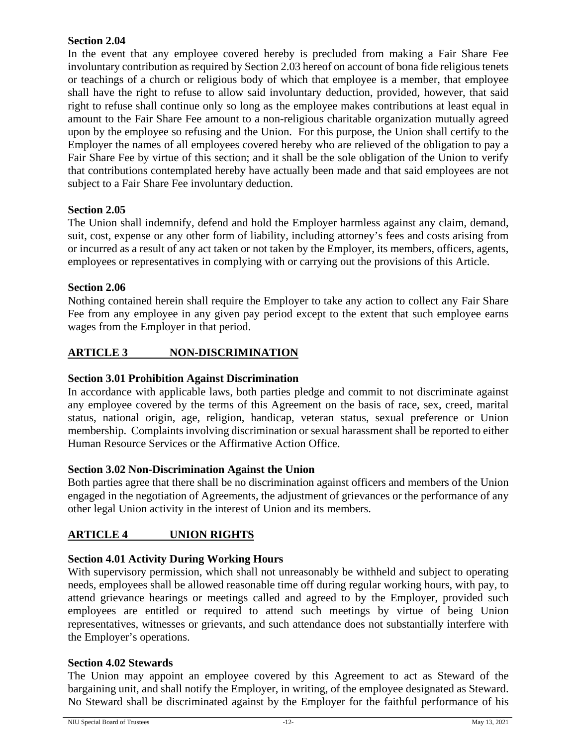**Section 2.04**

In the event that any employee covered hereby is precluded from making a Fair Share Fee involuntary contribution as required by Section 2.03 hereof on account of bona fide religious tenets or teachings of a church or religious body of which that employee is a member, that employee shall have the right to refuse to allow said involuntary deduction, provided, however, that said right to refuse shall continue only so long as the employee makes contributions at least equal in amount to the Fair Share Fee amount to a non-religious charitable organization mutually agreed upon by the employee so refusing and the Union. For this purpose, the Union shall certify to the Employer the names of all employees covered hereby who are relieved of the obligation to pay a Fair Share Fee by virtue of this section; and it shall be the sole obligation of the Union to verify that contributions contemplated hereby have actually been made and that said employees are not subject to a Fair Share Fee involuntary deduction.

**Section 2.05**

The Union shall indemnify, defend and hold the Employer harmless against any claim, demand, suit, cost, expense or any other form of liability, including attorney's fees and costs arising from or incurred as a result of any act taken or not taken by the Employer, its members, officers, agents, employees or representatives in complying with or carrying out the provisions of this Article.

**Section 2.06**

Nothing contained herein shall require the Employer to take any action to collect any Fair Share Fee from any employee in any given pay period except to the extent that such employee earns wages from the Employer in that period.

## ARTICLE 3 NON-DISCRIMINATION

**Section 3.01 Prohibition Against Discrimination**

In accordance with applicable laws, both parties pledge and commit to not discriminate against any employee covered by the terms of this Agreement on the basis of race, sex, creed, marital status, national origin, age, religion, handicap, veteran status, sexual preference or Union membership. Complaints involving discrimination or sexual harassment shall be reported to either Human Resource Services or the Affirmative Action Office.

**Section 3.02 Non-Discrimination Against the Union**

Both parties agree that there shall be no discrimination against officers and members of the Union engaged in the negotiation of Agreements, the adjustment of grievances or the performance of any other legal Union activity in the interest of Union and its members.

## ARTICLE 4 UNION RIGHTS

**Section 4.01 Activity During Working Hours**

With supervisory permission, which shall not unreasonably be withheld and subject to operating needs, employees shall be allowed reasonable time off during regular working hours, with pay, to attend grievance hearings or meetings called and agreed to by the Employer, provided such employees are entitled or required to attend such meetings by virtue of being Union representatives, witnesses or grievants, and such attendance does not substantially interfere with the Employer's operations.

**Section 4.02 Stewards**

The Union may appoint an employee covered by this Agreement to act as Steward of the bargaining unit, and shall notify the Employer, in writing, of the employee designated as Steward. No Steward shall be discriminated against by the Employer for the faithful performance of his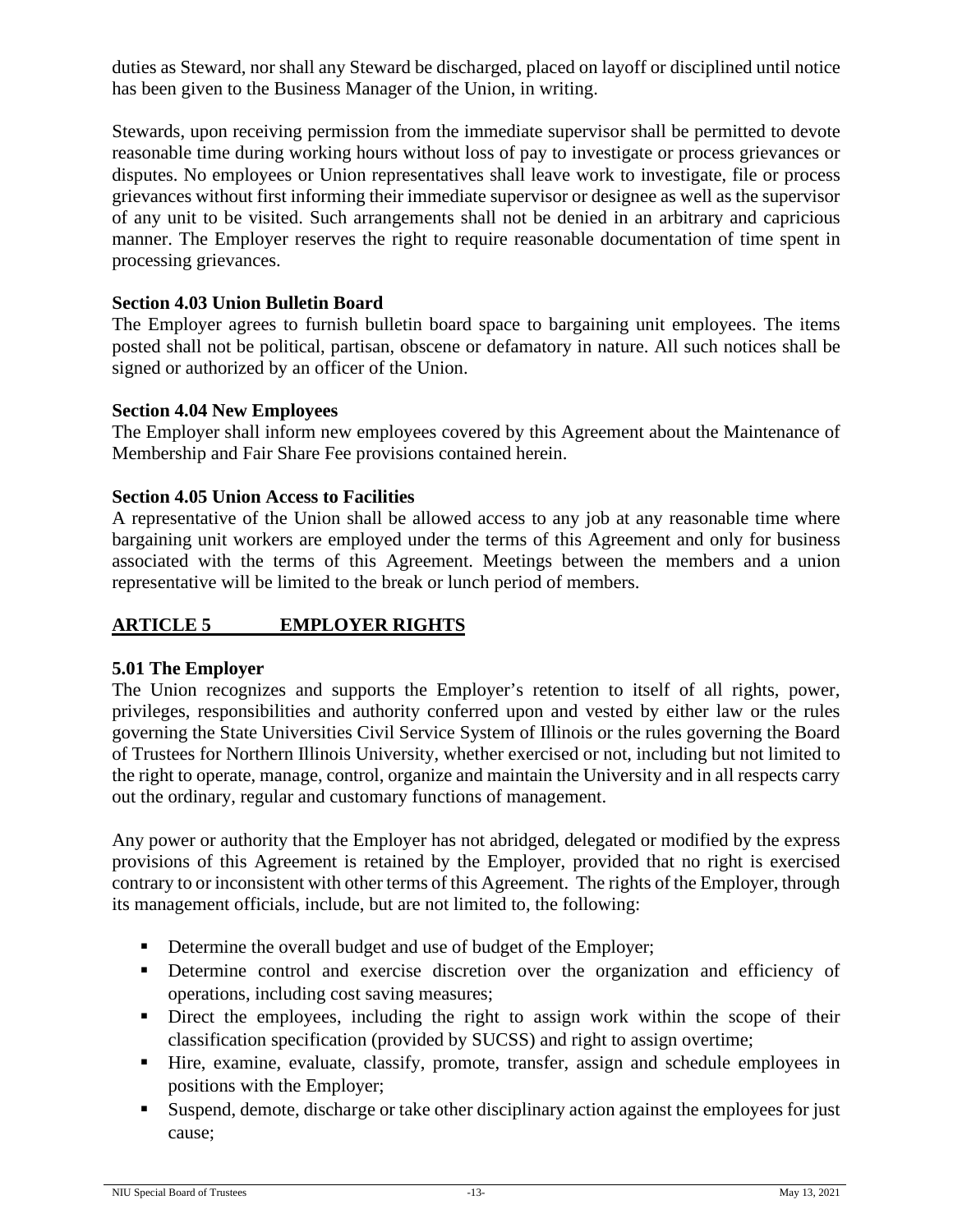duties as Steward, nor shall any Steward be discharged, placed on layoff or disciplined until notice has been given to the Business Manager of the Union, in writing.

Stewards, upon receiving permission from the immediate supervisor shall be permitted to devote reasonable time during working hours without loss of pay to investigate or process grievances or disputes. No employees or Union representatives shall leave work to investigate, file or process grievances without first informing their immediate supervisor or designee as well as the supervisor of any unit to be visited. Such arrangements shall not be denied in an arbitrary and capricious manner. The Employer reserves the right to require reasonable documentation of time spent in processing grievances.

**Section 4.03 Union Bulletin Board**
The Employer agrees to furnish bulletin board space to bargaining unit employees. The items posted shall not be political, partisan, obscene or defamatory in nature. All such notices shall be signed or authorized by an officer of the Union.

**Section 4.04 New Employees**
The Employer shall inform new employees covered by this Agreement about the Maintenance of Membership and Fair Share Fee provisions contained herein.

**Section 4.05 Union Access to Facilities**
A representative of the Union shall be allowed access to any job at any reasonable time where bargaining unit workers are employed under the terms of this Agreement and only for business associated with the terms of this Agreement. Meetings between the members and a union representative will be limited to the break or lunch period of members.

## ARTICLE 5 EMPLOYER RIGHTS

**5.01 The Employer**
The Union recognizes and supports the Employer's retention to itself of all rights, power, privileges, responsibilities and authority conferred upon and vested by either law or the rules governing the State Universities Civil Service System of Illinois or the rules governing the Board of Trustees for Northern Illinois University, whether exercised or not, including but not limited to the right to operate, manage, control, organize and maintain the University and in all respects carry out the ordinary, regular and customary functions of management.

Any power or authority that the Employer has not abridged, delegated or modified by the express provisions of this Agreement is retained by the Employer, provided that no right is exercised contrary to or inconsistent with other terms of this Agreement. The rights of the Employer, through its management officials, include, but are not limited to, the following:

- Determine the overall budget and use of budget of the Employer;
- Determine control and exercise discretion over the organization and efficiency of operations, including cost saving measures;
- Direct the employees, including the right to assign work within the scope of their classification specification (provided by SUCSS) and right to assign overtime;
- Hire, examine, evaluate, classify, promote, transfer, assign and schedule employees in positions with the Employer;
- Suspend, demote, discharge or take other disciplinary action against the employees for just cause;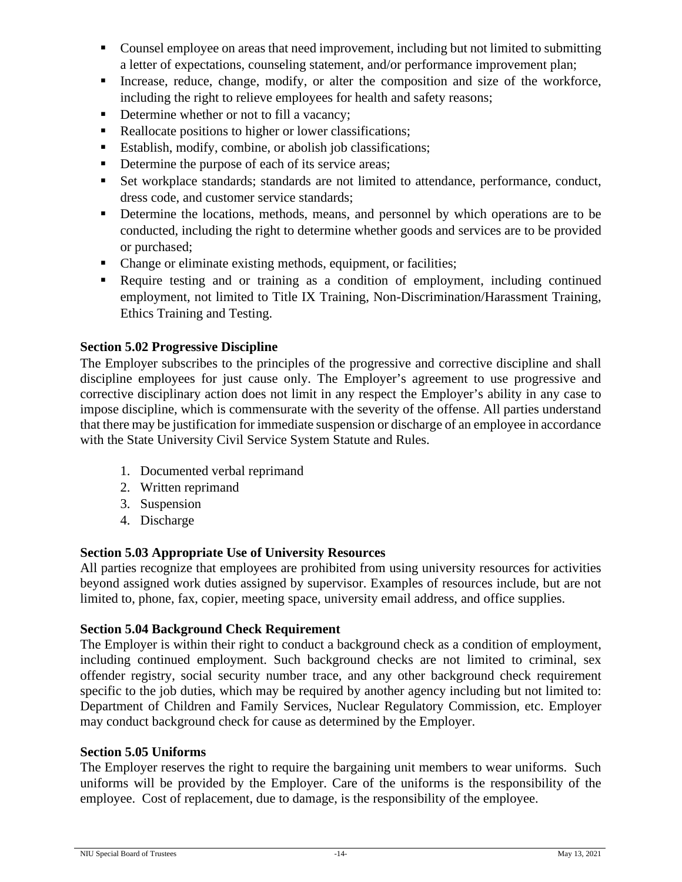- Counsel employee on areas that need improvement, including but not limited to submitting a letter of expectations, counseling statement, and/or performance improvement plan;
- Increase, reduce, change, modify, or alter the composition and size of the workforce, including the right to relieve employees for health and safety reasons;
- Determine whether or not to fill a vacancy;
- Reallocate positions to higher or lower classifications;
- Establish, modify, combine, or abolish job classifications;
- Determine the purpose of each of its service areas;
- Set workplace standards; standards are not limited to attendance, performance, conduct, dress code, and customer service standards;
- Determine the locations, methods, means, and personnel by which operations are to be conducted, including the right to determine whether goods and services are to be provided or purchased;
- Change or eliminate existing methods, equipment, or facilities;
- Require testing and or training as a condition of employment, including continued employment, not limited to Title IX Training, Non-Discrimination/Harassment Training, Ethics Training and Testing.

**Section 5.02 Progressive Discipline**

The Employer subscribes to the principles of the progressive and corrective discipline and shall discipline employees for just cause only. The Employer's agreement to use progressive and corrective disciplinary action does not limit in any respect the Employer's ability in any case to impose discipline, which is commensurate with the severity of the offense. All parties understand that there may be justification for immediate suspension or discharge of an employee in accordance with the State University Civil Service System Statute and Rules.

1. Documented verbal reprimand
2. Written reprimand
3. Suspension
4. Discharge

**Section 5.03 Appropriate Use of University Resources**

All parties recognize that employees are prohibited from using university resources for activities beyond assigned work duties assigned by supervisor. Examples of resources include, but are not limited to, phone, fax, copier, meeting space, university email address, and office supplies.

**Section 5.04 Background Check Requirement**

The Employer is within their right to conduct a background check as a condition of employment, including continued employment. Such background checks are not limited to criminal, sex offender registry, social security number trace, and any other background check requirement specific to the job duties, which may be required by another agency including but not limited to: Department of Children and Family Services, Nuclear Regulatory Commission, etc. Employer may conduct background check for cause as determined by the Employer.

**Section 5.05 Uniforms**

The Employer reserves the right to require the bargaining unit members to wear uniforms. Such uniforms will be provided by the Employer. Care of the uniforms is the responsibility of the employee. Cost of replacement, due to damage, is the responsibility of the employee.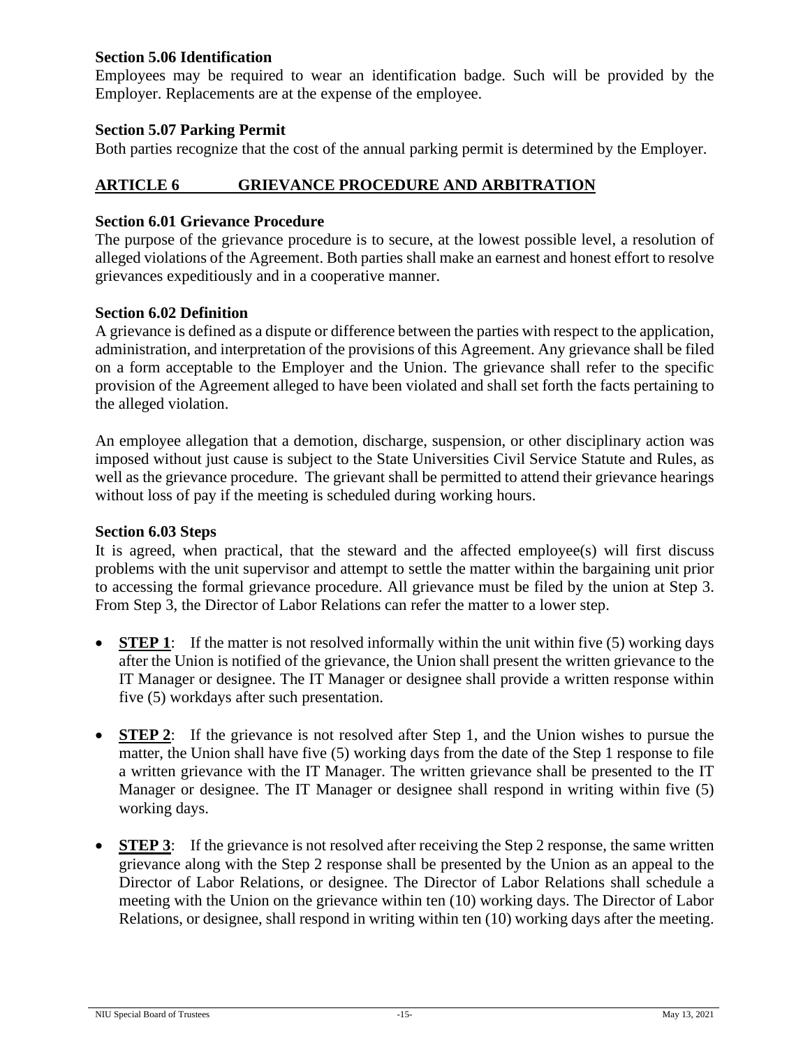### Section 5.06 Identification

Employees may be required to wear an identification badge. Such will be provided by the Employer. Replacements are at the expense of the employee.

### Section 5.07 Parking Permit

Both parties recognize that the cost of the annual parking permit is determined by the Employer.

## ARTICLE 6 GRIEVANCE PROCEDURE AND ARBITRATION

### Section 6.01 Grievance Procedure

The purpose of the grievance procedure is to secure, at the lowest possible level, a resolution of alleged violations of the Agreement. Both parties shall make an earnest and honest effort to resolve grievances expeditiously and in a cooperative manner.

### Section 6.02 Definition

A grievance is defined as a dispute or difference between the parties with respect to the application, administration, and interpretation of the provisions of this Agreement. Any grievance shall be filed on a form acceptable to the Employer and the Union. The grievance shall refer to the specific provision of the Agreement alleged to have been violated and shall set forth the facts pertaining to the alleged violation.

An employee allegation that a demotion, discharge, suspension, or other disciplinary action was imposed without just cause is subject to the State Universities Civil Service Statute and Rules, as well as the grievance procedure. The grievant shall be permitted to attend their grievance hearings without loss of pay if the meeting is scheduled during working hours.

### Section 6.03 Steps

It is agreed, when practical, that the steward and the affected employee(s) will first discuss problems with the unit supervisor and attempt to settle the matter within the bargaining unit prior to accessing the formal grievance procedure. All grievance must be filed by the union at Step 3. From Step 3, the Director of Labor Relations can refer the matter to a lower step.

- **STEP 1**: If the matter is not resolved informally within the unit within five (5) working days after the Union is notified of the grievance, the Union shall present the written grievance to the IT Manager or designee. The IT Manager or designee shall provide a written response within five (5) workdays after such presentation.
- **STEP 2**: If the grievance is not resolved after Step 1, and the Union wishes to pursue the matter, the Union shall have five (5) working days from the date of the Step 1 response to file a written grievance with the IT Manager. The written grievance shall be presented to the IT Manager or designee. The IT Manager or designee shall respond in writing within five (5) working days.
- **STEP 3**: If the grievance is not resolved after receiving the Step 2 response, the same written grievance along with the Step 2 response shall be presented by the Union as an appeal to the Director of Labor Relations, or designee. The Director of Labor Relations shall schedule a meeting with the Union on the grievance within ten (10) working days. The Director of Labor Relations, or designee, shall respond in writing within ten (10) working days after the meeting.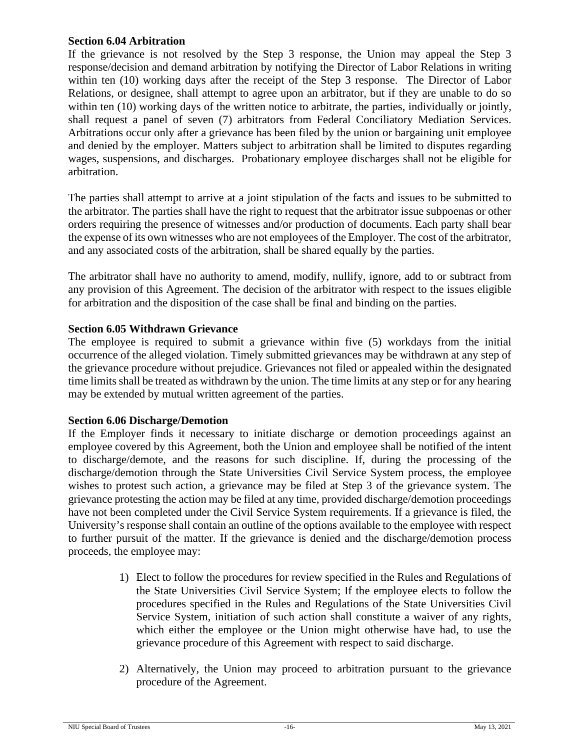**Section 6.04 Arbitration**

If the grievance is not resolved by the Step 3 response, the Union may appeal the Step 3 response/decision and demand arbitration by notifying the Director of Labor Relations in writing within ten (10) working days after the receipt of the Step 3 response. The Director of Labor Relations, or designee, shall attempt to agree upon an arbitrator, but if they are unable to do so within ten (10) working days of the written notice to arbitrate, the parties, individually or jointly, shall request a panel of seven (7) arbitrators from Federal Conciliatory Mediation Services. Arbitrations occur only after a grievance has been filed by the union or bargaining unit employee and denied by the employer. Matters subject to arbitration shall be limited to disputes regarding wages, suspensions, and discharges. Probationary employee discharges shall not be eligible for arbitration.

The parties shall attempt to arrive at a joint stipulation of the facts and issues to be submitted to the arbitrator. The parties shall have the right to request that the arbitrator issue subpoenas or other orders requiring the presence of witnesses and/or production of documents. Each party shall bear the expense of its own witnesses who are not employees of the Employer. The cost of the arbitrator, and any associated costs of the arbitration, shall be shared equally by the parties.

The arbitrator shall have no authority to amend, modify, nullify, ignore, add to or subtract from any provision of this Agreement. The decision of the arbitrator with respect to the issues eligible for arbitration and the disposition of the case shall be final and binding on the parties.

**Section 6.05 Withdrawn Grievance**

The employee is required to submit a grievance within five (5) workdays from the initial occurrence of the alleged violation. Timely submitted grievances may be withdrawn at any step of the grievance procedure without prejudice. Grievances not filed or appealed within the designated time limits shall be treated as withdrawn by the union. The time limits at any step or for any hearing may be extended by mutual written agreement of the parties.

**Section 6.06 Discharge/Demotion**

If the Employer finds it necessary to initiate discharge or demotion proceedings against an employee covered by this Agreement, both the Union and employee shall be notified of the intent to discharge/demote, and the reasons for such discipline. If, during the processing of the discharge/demotion through the State Universities Civil Service System process, the employee wishes to protest such action, a grievance may be filed at Step 3 of the grievance system. The grievance protesting the action may be filed at any time, provided discharge/demotion proceedings have not been completed under the Civil Service System requirements. If a grievance is filed, the University's response shall contain an outline of the options available to the employee with respect to further pursuit of the matter. If the grievance is denied and the discharge/demotion process proceeds, the employee may:

1) Elect to follow the procedures for review specified in the Rules and Regulations of the State Universities Civil Service System; If the employee elects to follow the procedures specified in the Rules and Regulations of the State Universities Civil Service System, initiation of such action shall constitute a waiver of any rights, which either the employee or the Union might otherwise have had, to use the grievance procedure of this Agreement with respect to said discharge.

2) Alternatively, the Union may proceed to arbitration pursuant to the grievance procedure of the Agreement.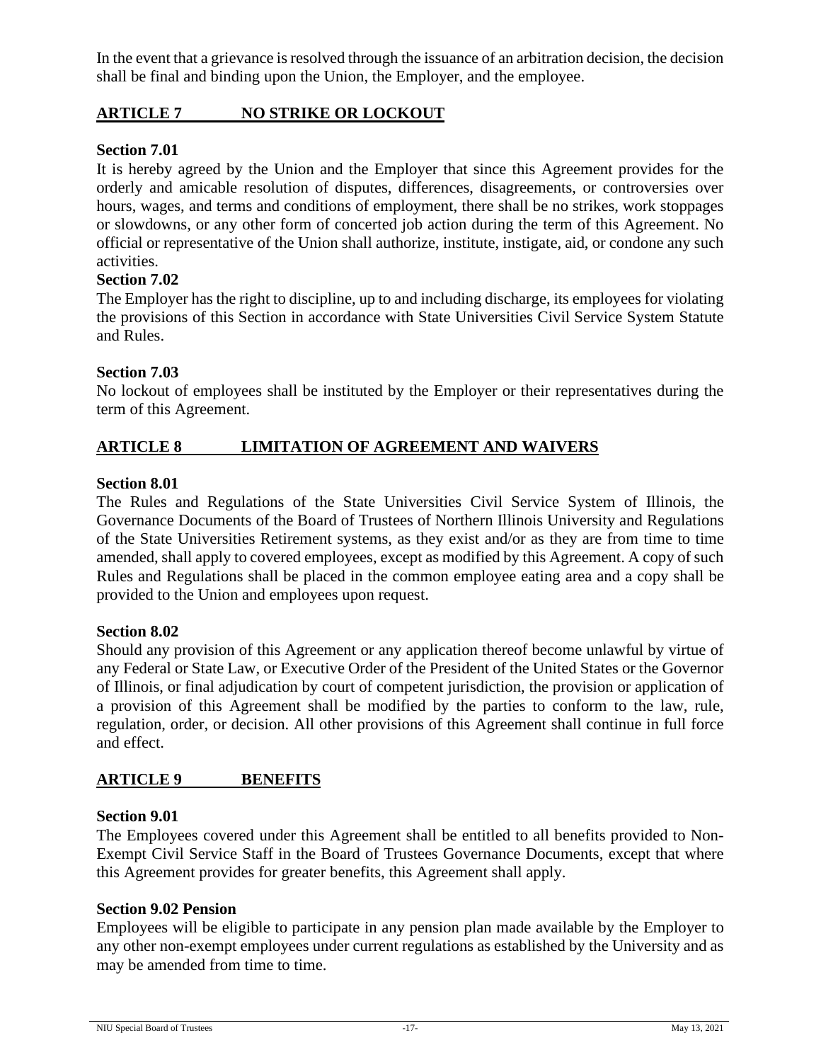In the event that a grievance is resolved through the issuance of an arbitration decision, the decision shall be final and binding upon the Union, the Employer, and the employee.

## ARTICLE 7 NO STRIKE OR LOCKOUT

### Section 7.01

It is hereby agreed by the Union and the Employer that since this Agreement provides for the orderly and amicable resolution of disputes, differences, disagreements, or controversies over hours, wages, and terms and conditions of employment, there shall be no strikes, work stoppages or slowdowns, or any other form of concerted job action during the term of this Agreement. No official or representative of the Union shall authorize, institute, instigate, aid, or condone any such activities.

### Section 7.02

The Employer has the right to discipline, up to and including discharge, its employees for violating the provisions of this Section in accordance with State Universities Civil Service System Statute and Rules.

### Section 7.03

No lockout of employees shall be instituted by the Employer or their representatives during the term of this Agreement.

## ARTICLE 8 LIMITATION OF AGREEMENT AND WAIVERS

### Section 8.01

The Rules and Regulations of the State Universities Civil Service System of Illinois, the Governance Documents of the Board of Trustees of Northern Illinois University and Regulations of the State Universities Retirement systems, as they exist and/or as they are from time to time amended, shall apply to covered employees, except as modified by this Agreement. A copy of such Rules and Regulations shall be placed in the common employee eating area and a copy shall be provided to the Union and employees upon request.

### Section 8.02

Should any provision of this Agreement or any application thereof become unlawful by virtue of any Federal or State Law, or Executive Order of the President of the United States or the Governor of Illinois, or final adjudication by court of competent jurisdiction, the provision or application of a provision of this Agreement shall be modified by the parties to conform to the law, rule, regulation, order, or decision. All other provisions of this Agreement shall continue in full force and effect.

## ARTICLE 9 BENEFITS

### Section 9.01

The Employees covered under this Agreement shall be entitled to all benefits provided to Non-Exempt Civil Service Staff in the Board of Trustees Governance Documents, except that where this Agreement provides for greater benefits, this Agreement shall apply.

### Section 9.02 Pension

Employees will be eligible to participate in any pension plan made available by the Employer to any other non-exempt employees under current regulations as established by the University and as may be amended from time to time.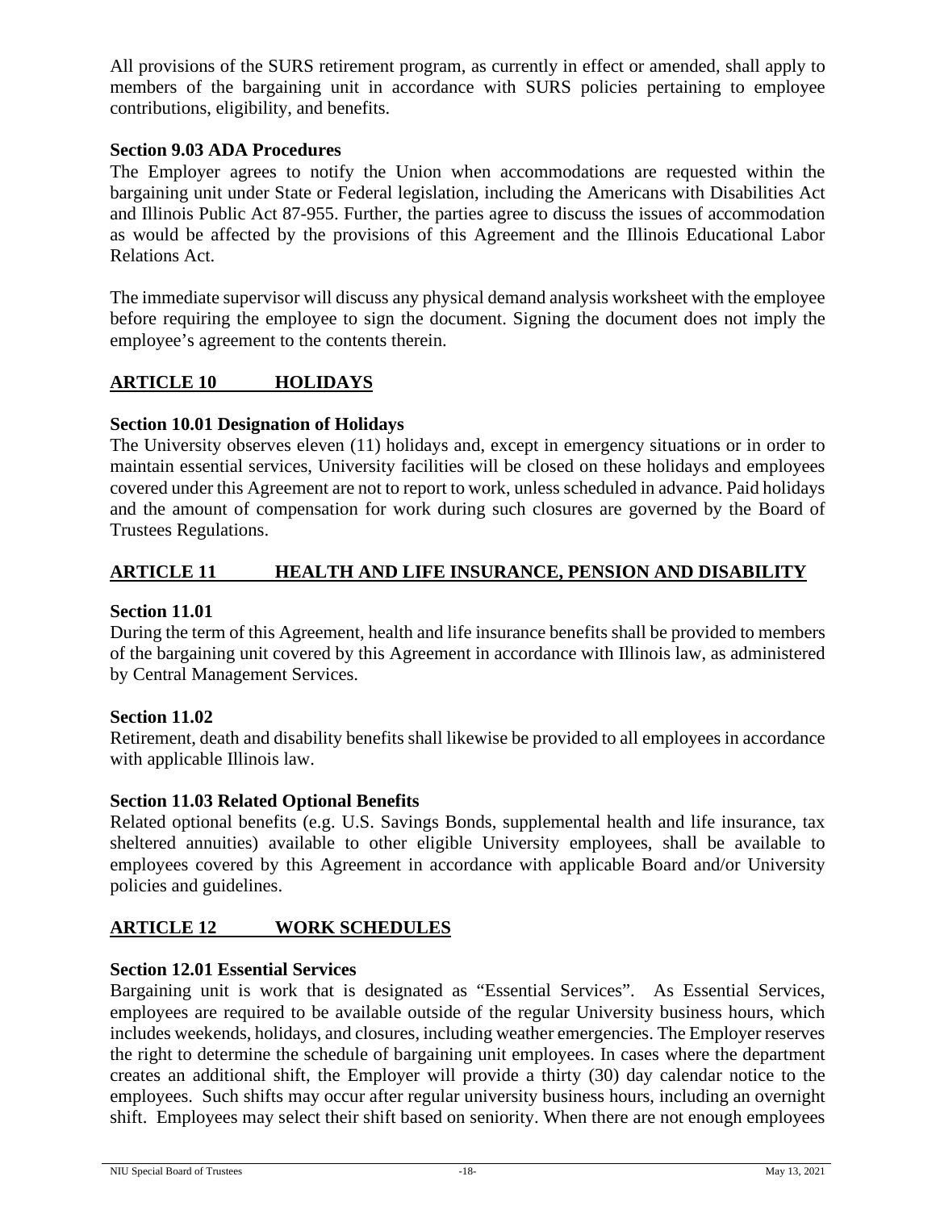All provisions of the SURS retirement program, as currently in effect or amended, shall apply to members of the bargaining unit in accordance with SURS policies pertaining to employee contributions, eligibility, and benefits.

### Section 9.03 ADA Procedures

The Employer agrees to notify the Union when accommodations are requested within the bargaining unit under State or Federal legislation, including the Americans with Disabilities Act and Illinois Public Act 87-955. Further, the parties agree to discuss the issues of accommodation as would be affected by the provisions of this Agreement and the Illinois Educational Labor Relations Act.

The immediate supervisor will discuss any physical demand analysis worksheet with the employee before requiring the employee to sign the document. Signing the document does not imply the employee's agreement to the contents therein.

## ARTICLE 10 HOLIDAYS

### Section 10.01 Designation of Holidays

The University observes eleven (11) holidays and, except in emergency situations or in order to maintain essential services, University facilities will be closed on these holidays and employees covered under this Agreement are not to report to work, unless scheduled in advance. Paid holidays and the amount of compensation for work during such closures are governed by the Board of Trustees Regulations.

## ARTICLE 11 HEALTH AND LIFE INSURANCE, PENSION AND DISABILITY

### Section 11.01

During the term of this Agreement, health and life insurance benefits shall be provided to members of the bargaining unit covered by this Agreement in accordance with Illinois law, as administered by Central Management Services.

### Section 11.02

Retirement, death and disability benefits shall likewise be provided to all employees in accordance with applicable Illinois law.

### Section 11.03 Related Optional Benefits

Related optional benefits (e.g. U.S. Savings Bonds, supplemental health and life insurance, tax sheltered annuities) available to other eligible University employees, shall be available to employees covered by this Agreement in accordance with applicable Board and/or University policies and guidelines.

## ARTICLE 12 WORK SCHEDULES

### Section 12.01 Essential Services

Bargaining unit is work that is designated as "Essential Services". As Essential Services, employees are required to be available outside of the regular University business hours, which includes weekends, holidays, and closures, including weather emergencies. The Employer reserves the right to determine the schedule of bargaining unit employees. In cases where the department creates an additional shift, the Employer will provide a thirty (30) day calendar notice to the employees. Such shifts may occur after regular university business hours, including an overnight shift. Employees may select their shift based on seniority. When there are not enough employees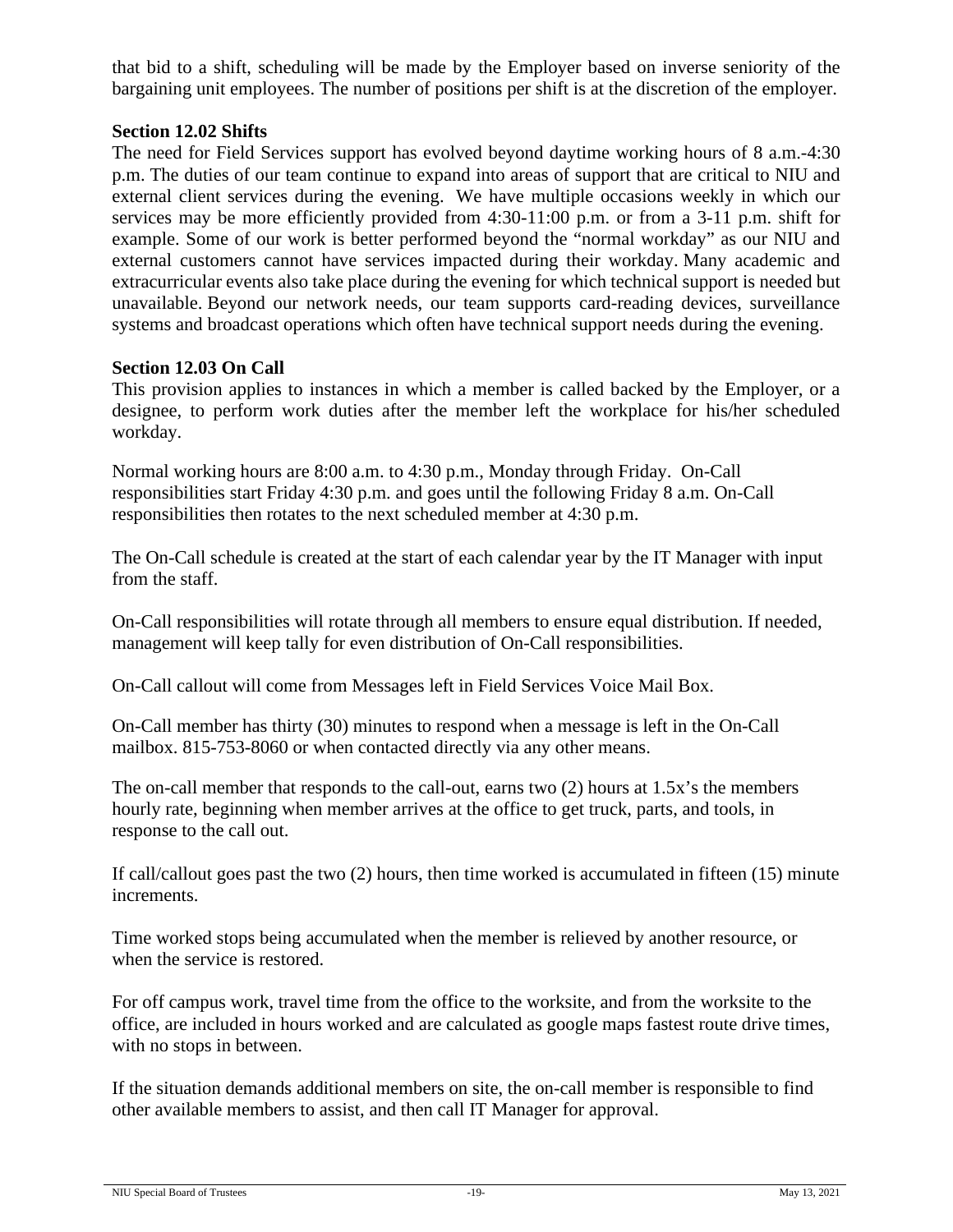that bid to a shift, scheduling will be made by the Employer based on inverse seniority of the bargaining unit employees. The number of positions per shift is at the discretion of the employer.

**Section 12.02 Shifts**

The need for Field Services support has evolved beyond daytime working hours of 8 a.m.-4:30 p.m. The duties of our team continue to expand into areas of support that are critical to NIU and external client services during the evening. We have multiple occasions weekly in which our services may be more efficiently provided from 4:30-11:00 p.m. or from a 3-11 p.m. shift for example. Some of our work is better performed beyond the "normal workday" as our NIU and external customers cannot have services impacted during their workday. Many academic and extracurricular events also take place during the evening for which technical support is needed but unavailable. Beyond our network needs, our team supports card-reading devices, surveillance systems and broadcast operations which often have technical support needs during the evening.

**Section 12.03 On Call**

This provision applies to instances in which a member is called backed by the Employer, or a designee, to perform work duties after the member left the workplace for his/her scheduled workday.

Normal working hours are 8:00 a.m. to 4:30 p.m., Monday through Friday. On-Call responsibilities start Friday 4:30 p.m. and goes until the following Friday 8 a.m. On-Call responsibilities then rotates to the next scheduled member at 4:30 p.m.

The On-Call schedule is created at the start of each calendar year by the IT Manager with input from the staff.

On-Call responsibilities will rotate through all members to ensure equal distribution. If needed, management will keep tally for even distribution of On-Call responsibilities.

On-Call callout will come from Messages left in Field Services Voice Mail Box.

On-Call member has thirty (30) minutes to respond when a message is left in the On-Call mailbox. 815-753-8060 or when contacted directly via any other means.

The on-call member that responds to the call-out, earns two (2) hours at 1.5x's the members hourly rate, beginning when member arrives at the office to get truck, parts, and tools, in response to the call out.

If call/callout goes past the two (2) hours, then time worked is accumulated in fifteen (15) minute increments.

Time worked stops being accumulated when the member is relieved by another resource, or when the service is restored.

For off campus work, travel time from the office to the worksite, and from the worksite to the office, are included in hours worked and are calculated as google maps fastest route drive times, with no stops in between.

If the situation demands additional members on site, the on-call member is responsible to find other available members to assist, and then call IT Manager for approval.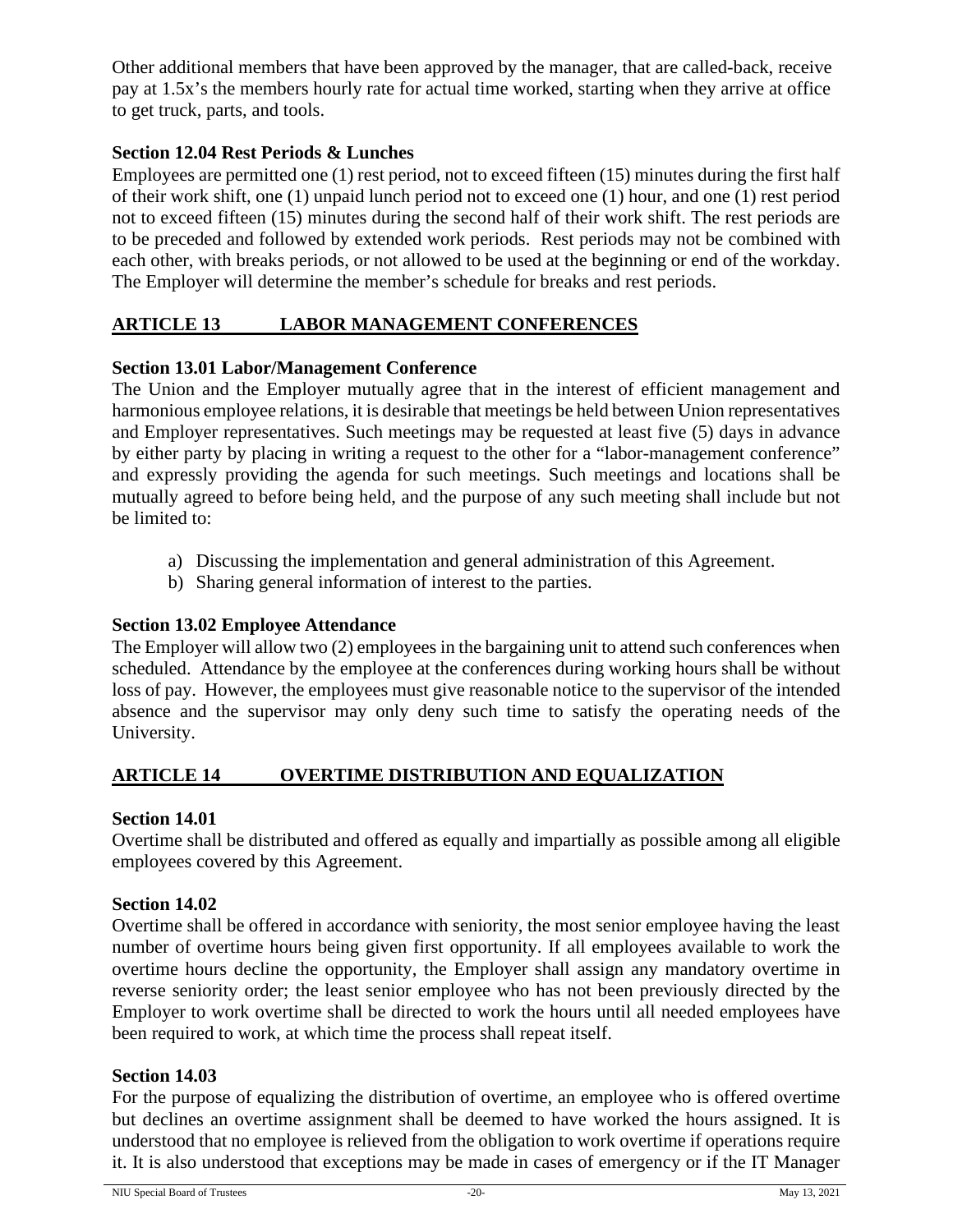Other additional members that have been approved by the manager, that are called-back, receive pay at 1.5x's the members hourly rate for actual time worked, starting when they arrive at office to get truck, parts, and tools.

### Section 12.04 Rest Periods & Lunches

Employees are permitted one (1) rest period, not to exceed fifteen (15) minutes during the first half of their work shift, one (1) unpaid lunch period not to exceed one (1) hour, and one (1) rest period not to exceed fifteen (15) minutes during the second half of their work shift. The rest periods are to be preceded and followed by extended work periods. Rest periods may not be combined with each other, with breaks periods, or not allowed to be used at the beginning or end of the workday. The Employer will determine the member's schedule for breaks and rest periods.

## ARTICLE 13 LABOR MANAGEMENT CONFERENCES

### Section 13.01 Labor/Management Conference

The Union and the Employer mutually agree that in the interest of efficient management and harmonious employee relations, it is desirable that meetings be held between Union representatives and Employer representatives. Such meetings may be requested at least five (5) days in advance by either party by placing in writing a request to the other for a "labor-management conference" and expressly providing the agenda for such meetings. Such meetings and locations shall be mutually agreed to before being held, and the purpose of any such meeting shall include but not be limited to:

a) Discussing the implementation and general administration of this Agreement.
b) Sharing general information of interest to the parties.

### Section 13.02 Employee Attendance

The Employer will allow two (2) employees in the bargaining unit to attend such conferences when scheduled. Attendance by the employee at the conferences during working hours shall be without loss of pay. However, the employees must give reasonable notice to the supervisor of the intended absence and the supervisor may only deny such time to satisfy the operating needs of the University.

## ARTICLE 14 OVERTIME DISTRIBUTION AND EQUALIZATION

### Section 14.01

Overtime shall be distributed and offered as equally and impartially as possible among all eligible employees covered by this Agreement.

### Section 14.02

Overtime shall be offered in accordance with seniority, the most senior employee having the least number of overtime hours being given first opportunity. If all employees available to work the overtime hours decline the opportunity, the Employer shall assign any mandatory overtime in reverse seniority order; the least senior employee who has not been previously directed by the Employer to work overtime shall be directed to work the hours until all needed employees have been required to work, at which time the process shall repeat itself.

### Section 14.03

For the purpose of equalizing the distribution of overtime, an employee who is offered overtime but declines an overtime assignment shall be deemed to have worked the hours assigned. It is understood that no employee is relieved from the obligation to work overtime if operations require it. It is also understood that exceptions may be made in cases of emergency or if the IT Manager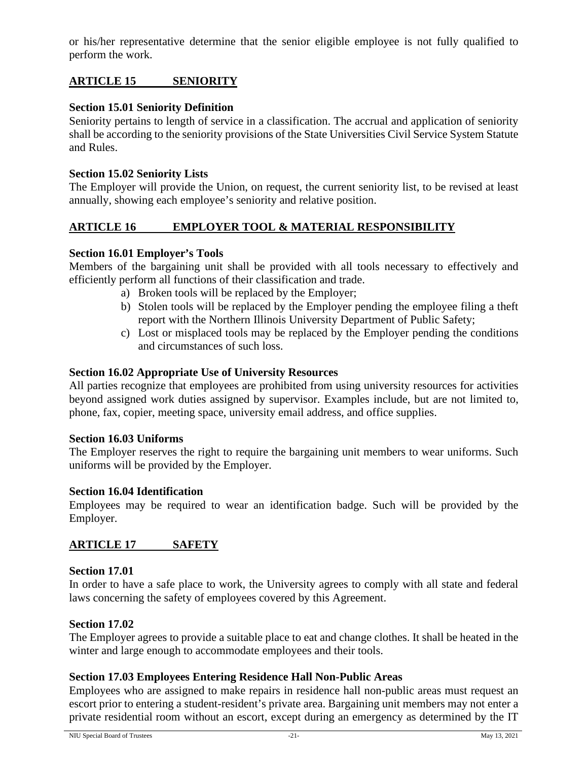or his/her representative determine that the senior eligible employee is not fully qualified to perform the work.

## ARTICLE 15 SENIORITY

### Section 15.01 Seniority Definition

Seniority pertains to length of service in a classification. The accrual and application of seniority shall be according to the seniority provisions of the State Universities Civil Service System Statute and Rules.

### Section 15.02 Seniority Lists

The Employer will provide the Union, on request, the current seniority list, to be revised at least annually, showing each employee's seniority and relative position.

## ARTICLE 16 EMPLOYER TOOL & MATERIAL RESPONSIBILITY

### Section 16.01 Employer's Tools

Members of the bargaining unit shall be provided with all tools necessary to effectively and efficiently perform all functions of their classification and trade.

a) Broken tools will be replaced by the Employer;
b) Stolen tools will be replaced by the Employer pending the employee filing a theft report with the Northern Illinois University Department of Public Safety;
c) Lost or misplaced tools may be replaced by the Employer pending the conditions and circumstances of such loss.

### Section 16.02 Appropriate Use of University Resources

All parties recognize that employees are prohibited from using university resources for activities beyond assigned work duties assigned by supervisor. Examples include, but are not limited to, phone, fax, copier, meeting space, university email address, and office supplies.

### Section 16.03 Uniforms

The Employer reserves the right to require the bargaining unit members to wear uniforms. Such uniforms will be provided by the Employer.

### Section 16.04 Identification

Employees may be required to wear an identification badge. Such will be provided by the Employer.

## ARTICLE 17 SAFETY

### Section 17.01

In order to have a safe place to work, the University agrees to comply with all state and federal laws concerning the safety of employees covered by this Agreement.

### Section 17.02

The Employer agrees to provide a suitable place to eat and change clothes. It shall be heated in the winter and large enough to accommodate employees and their tools.

### Section 17.03 Employees Entering Residence Hall Non-Public Areas

Employees who are assigned to make repairs in residence hall non-public areas must request an escort prior to entering a student-resident's private area. Bargaining unit members may not enter a private residential room without an escort, except during an emergency as determined by the IT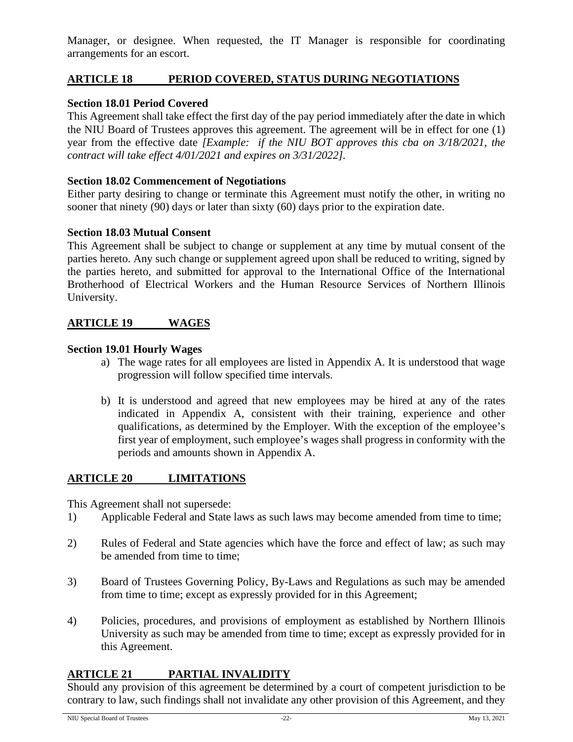Manager, or designee. When requested, the IT Manager is responsible for coordinating arrangements for an escort.

## ARTICLE 18 PERIOD COVERED, STATUS DURING NEGOTIATIONS

### Section 18.01 Period Covered

This Agreement shall take effect the first day of the pay period immediately after the date in which the NIU Board of Trustees approves this agreement. The agreement will be in effect for one (1) year from the effective date *[Example: if the NIU BOT approves this cba on 3/18/2021, the contract will take effect 4/01/2021 and expires on 3/31/2022]*.

### Section 18.02 Commencement of Negotiations

Either party desiring to change or terminate this Agreement must notify the other, in writing no sooner that ninety (90) days or later than sixty (60) days prior to the expiration date.

### Section 18.03 Mutual Consent

This Agreement shall be subject to change or supplement at any time by mutual consent of the parties hereto. Any such change or supplement agreed upon shall be reduced to writing, signed by the parties hereto, and submitted for approval to the International Office of the International Brotherhood of Electrical Workers and the Human Resource Services of Northern Illinois University.

## ARTICLE 19 WAGES

### Section 19.01 Hourly Wages

a) The wage rates for all employees are listed in Appendix A. It is understood that wage progression will follow specified time intervals.

b) It is understood and agreed that new employees may be hired at any of the rates indicated in Appendix A, consistent with their training, experience and other qualifications, as determined by the Employer. With the exception of the employee's first year of employment, such employee's wages shall progress in conformity with the periods and amounts shown in Appendix A.

## ARTICLE 20 LIMITATIONS

This Agreement shall not supersede:

1) Applicable Federal and State laws as such laws may become amended from time to time;

2) Rules of Federal and State agencies which have the force and effect of law; as such may be amended from time to time;

3) Board of Trustees Governing Policy, By-Laws and Regulations as such may be amended from time to time; except as expressly provided for in this Agreement;

4) Policies, procedures, and provisions of employment as established by Northern Illinois University as such may be amended from time to time; except as expressly provided for in this Agreement.

## ARTICLE 21 PARTIAL INVALIDITY

Should any provision of this agreement be determined by a court of competent jurisdiction to be contrary to law, such findings shall not invalidate any other provision of this Agreement, and they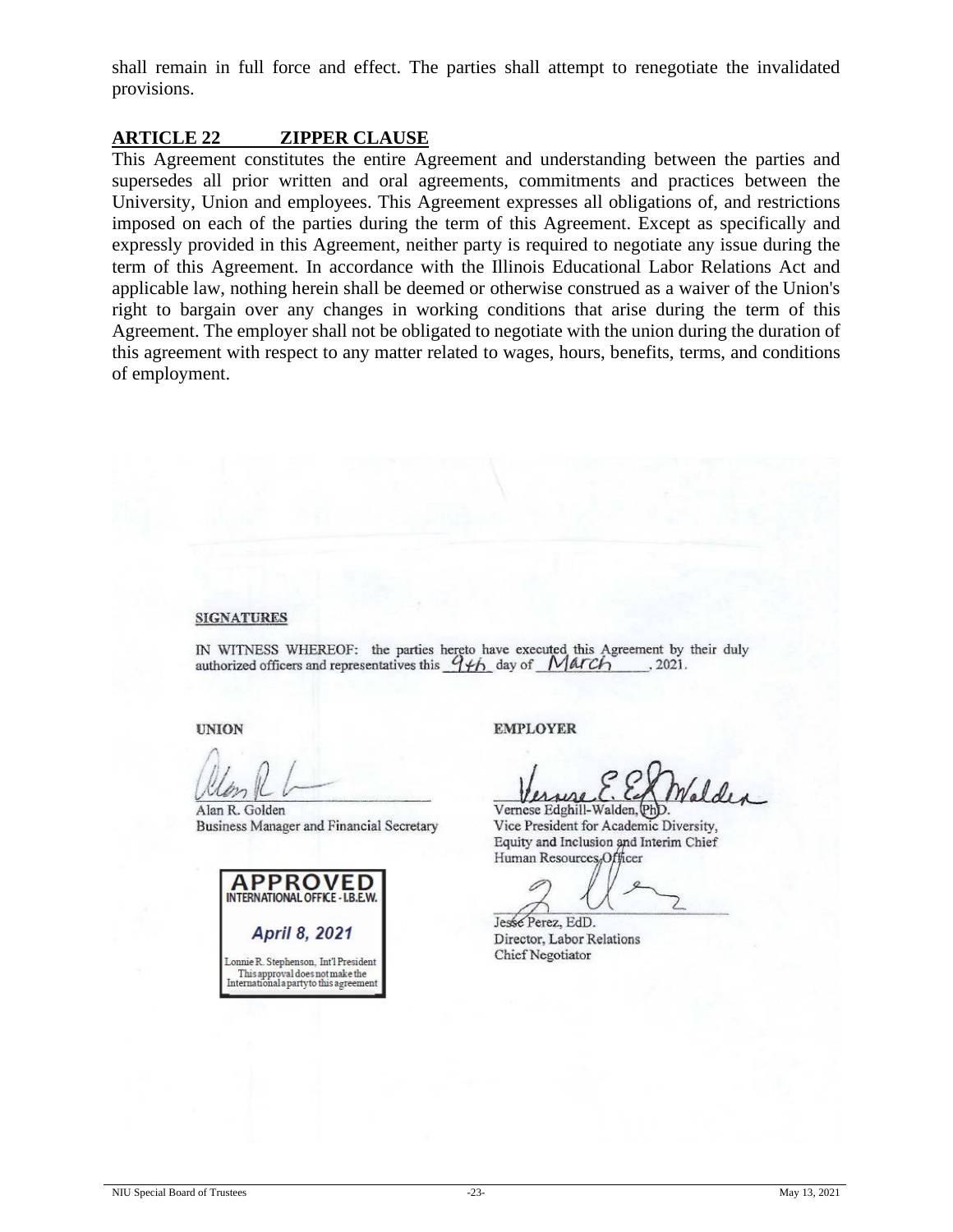shall remain in full force and effect. The parties shall attempt to renegotiate the invalidated provisions.

## ARTICLE 22 ZIPPER CLAUSE

This Agreement constitutes the entire Agreement and understanding between the parties and supersedes all prior written and oral agreements, commitments and practices between the University, Union and employees. This Agreement expresses all obligations of, and restrictions imposed on each of the parties during the term of this Agreement. Except as specifically and expressly provided in this Agreement, neither party is required to negotiate any issue during the term of this Agreement. In accordance with the Illinois Educational Labor Relations Act and applicable law, nothing herein shall be deemed or otherwise construed as a waiver of the Union's right to bargain over any changes in working conditions that arise during the term of this Agreement. The employer shall not be obligated to negotiate with the union during the duration of this agreement with respect to any matter related to wages, hours, benefits, terms, and conditions of employment.

**SIGNATURES**

IN WITNESS WHEREOF: the parties hereto have executed this Agreement by their duly authorized officers and representatives this 9th day of March, 2021.

**UNION**

Alan R. Golden
Business Manager and Financial Secretary

**APPROVED**
INTERNATIONAL OFFICE - I.B.E.W.
*April 8, 2021*
Lonnie R. Stephenson, Int'l President
This approval does not make the International a party to this agreement

**EMPLOYER**

Vernese Edghill-Walden, PhD.
Vice President for Academic Diversity, Equity and Inclusion and Interim Chief Human Resources Officer

Jesse Perez, EdD.
Director, Labor Relations
Chief Negotiator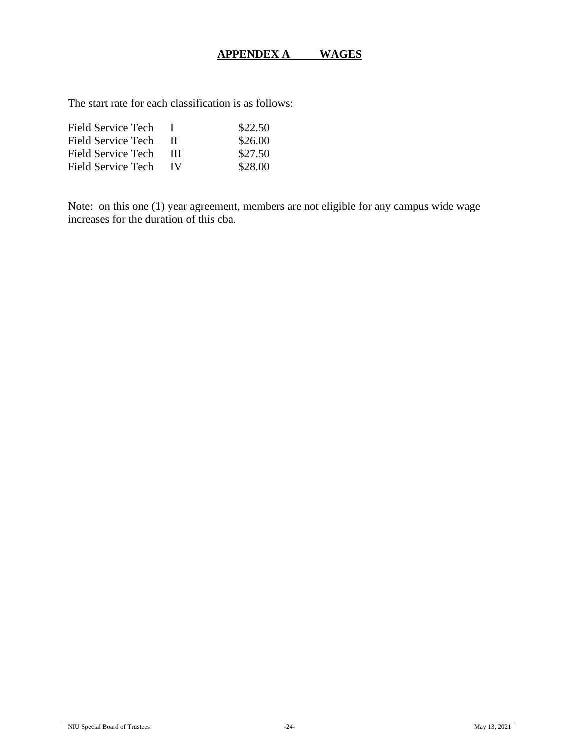## APPENDEX A WAGES

The start rate for each classification is as follows:

| Classification | Level | Rate |
|---|---|---|
| Field Service Tech | I | $22.50 |
| Field Service Tech | II | $26.00 |
| Field Service Tech | III | $27.50 |
| Field Service Tech | IV | $28.00 |

Note: on this one (1) year agreement, members are not eligible for any campus wide wage increases for the duration of this cba.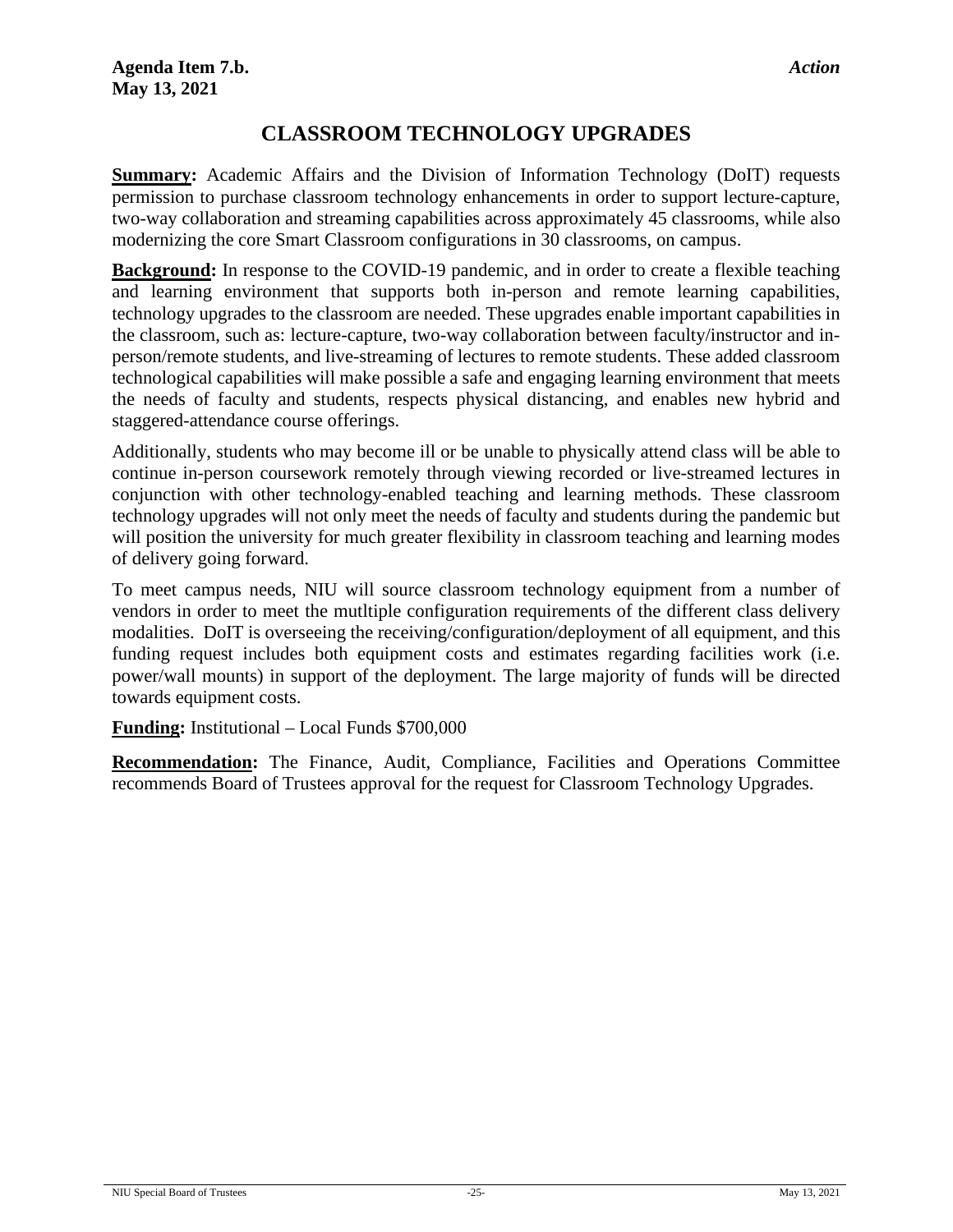**Agenda Item 7.b.** ***Action***
**May 13, 2021**

# CLASSROOM TECHNOLOGY UPGRADES

**Summary:** Academic Affairs and the Division of Information Technology (DoIT) requests permission to purchase classroom technology enhancements in order to support lecture-capture, two-way collaboration and streaming capabilities across approximately 45 classrooms, while also modernizing the core Smart Classroom configurations in 30 classrooms, on campus.

**Background:** In response to the COVID-19 pandemic, and in order to create a flexible teaching and learning environment that supports both in-person and remote learning capabilities, technology upgrades to the classroom are needed. These upgrades enable important capabilities in the classroom, such as: lecture-capture, two-way collaboration between faculty/instructor and in-person/remote students, and live-streaming of lectures to remote students. These added classroom technological capabilities will make possible a safe and engaging learning environment that meets the needs of faculty and students, respects physical distancing, and enables new hybrid and staggered-attendance course offerings.

Additionally, students who may become ill or be unable to physically attend class will be able to continue in-person coursework remotely through viewing recorded or live-streamed lectures in conjunction with other technology-enabled teaching and learning methods. These classroom technology upgrades will not only meet the needs of faculty and students during the pandemic but will position the university for much greater flexibility in classroom teaching and learning modes of delivery going forward.

To meet campus needs, NIU will source classroom technology equipment from a number of vendors in order to meet the mutltiple configuration requirements of the different class delivery modalities. DoIT is overseeing the receiving/configuration/deployment of all equipment, and this funding request includes both equipment costs and estimates regarding facilities work (i.e. power/wall mounts) in support of the deployment. The large majority of funds will be directed towards equipment costs.

**Funding:** Institutional – Local Funds $700,000

**Recommendation:** The Finance, Audit, Compliance, Facilities and Operations Committee recommends Board of Trustees approval for the request for Classroom Technology Upgrades.